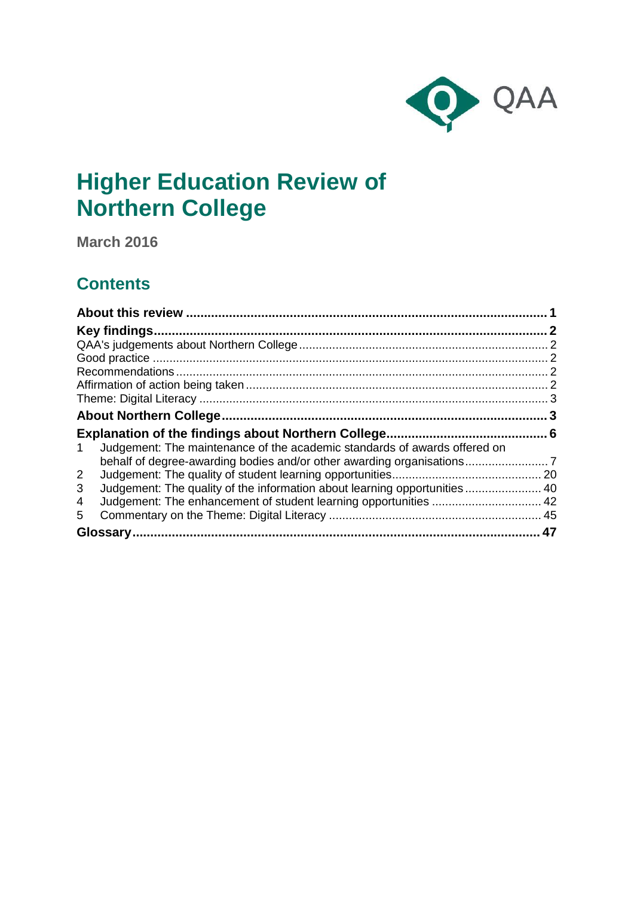QAA

# Higher Education Review of Northern College

**March 2016**

## Contents

**About this review** .......... **1**

**Key findings** .......... **2**

QAA's judgements about Northern College .......... 2

Good practice .......... 2

Recommendations .......... 2

Affirmation of action being taken .......... 2

Theme: Digital Literacy .......... 3

**About Northern College** .......... **3**

**Explanation of the findings about Northern College** .......... **6**

1. Judgement: The maintenance of the academic standards of awards offered on behalf of degree-awarding bodies and/or other awarding organisations .......... 7
2. Judgement: The quality of student learning opportunities .......... 20
3. Judgement: The quality of the information about learning opportunities .......... 40
4. Judgement: The enhancement of student learning opportunities .......... 42
5. Commentary on the Theme: Digital Literacy .......... 45

**Glossary** .......... **47**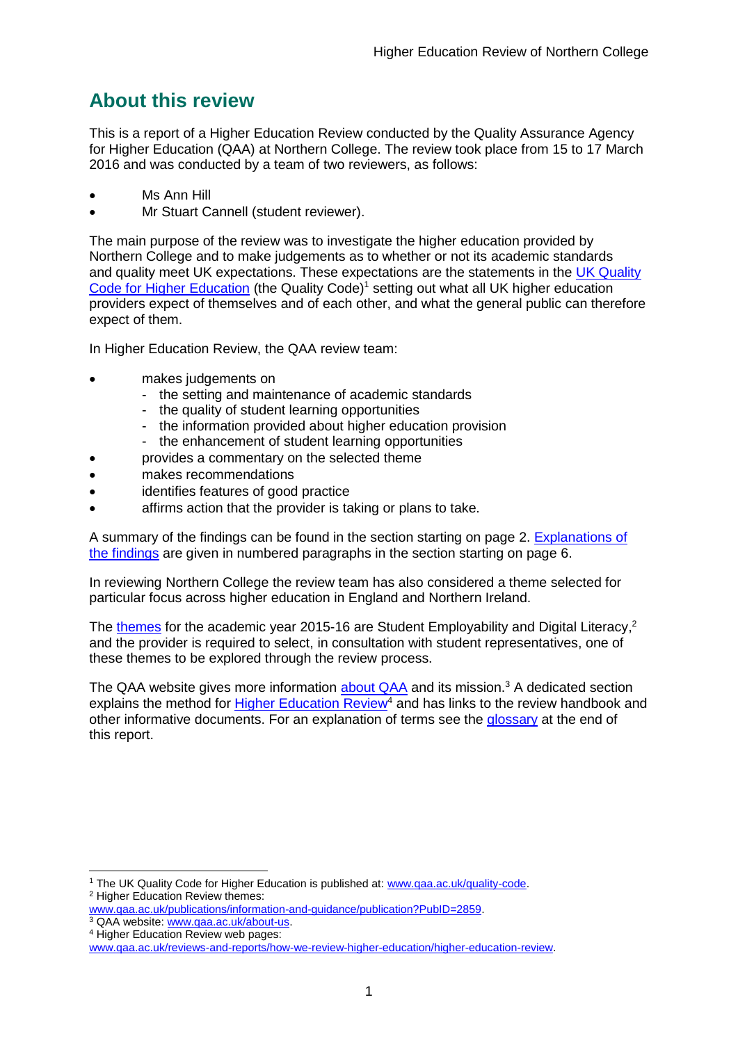## About this review

This is a report of a Higher Education Review conducted by the Quality Assurance Agency for Higher Education (QAA) at Northern College. The review took place from 15 to 17 March 2016 and was conducted by a team of two reviewers, as follows:

- Ms Ann Hill
- Mr Stuart Cannell (student reviewer).

The main purpose of the review was to investigate the higher education provided by Northern College and to make judgements as to whether or not its academic standards and quality meet UK expectations. These expectations are the statements in the UK Quality Code for Higher Education (the Quality Code)[1] setting out what all UK higher education providers expect of themselves and of each other, and what the general public can therefore expect of them.

In Higher Education Review, the QAA review team:

- makes judgements on
  - the setting and maintenance of academic standards
  - the quality of student learning opportunities
  - the information provided about higher education provision
  - the enhancement of student learning opportunities
- provides a commentary on the selected theme
- makes recommendations
- identifies features of good practice
- affirms action that the provider is taking or plans to take.

A summary of the findings can be found in the section starting on page 2. Explanations of the findings are given in numbered paragraphs in the section starting on page 6.

In reviewing Northern College the review team has also considered a theme selected for particular focus across higher education in England and Northern Ireland.

The themes for the academic year 2015-16 are Student Employability and Digital Literacy,[2] and the provider is required to select, in consultation with student representatives, one of these themes to be explored through the review process.

The QAA website gives more information about QAA and its mission.[3] A dedicated section explains the method for Higher Education Review[4] and has links to the review handbook and other informative documents. For an explanation of terms see the glossary at the end of this report.

---

[1] The UK Quality Code for Higher Education is published at: www.qaa.ac.uk/quality-code.
[2] Higher Education Review themes: www.qaa.ac.uk/publications/information-and-guidance/publication?PubID=2859.
[3] QAA website: www.qaa.ac.uk/about-us.
[4] Higher Education Review web pages: www.qaa.ac.uk/reviews-and-reports/how-we-review-higher-education/higher-education-review.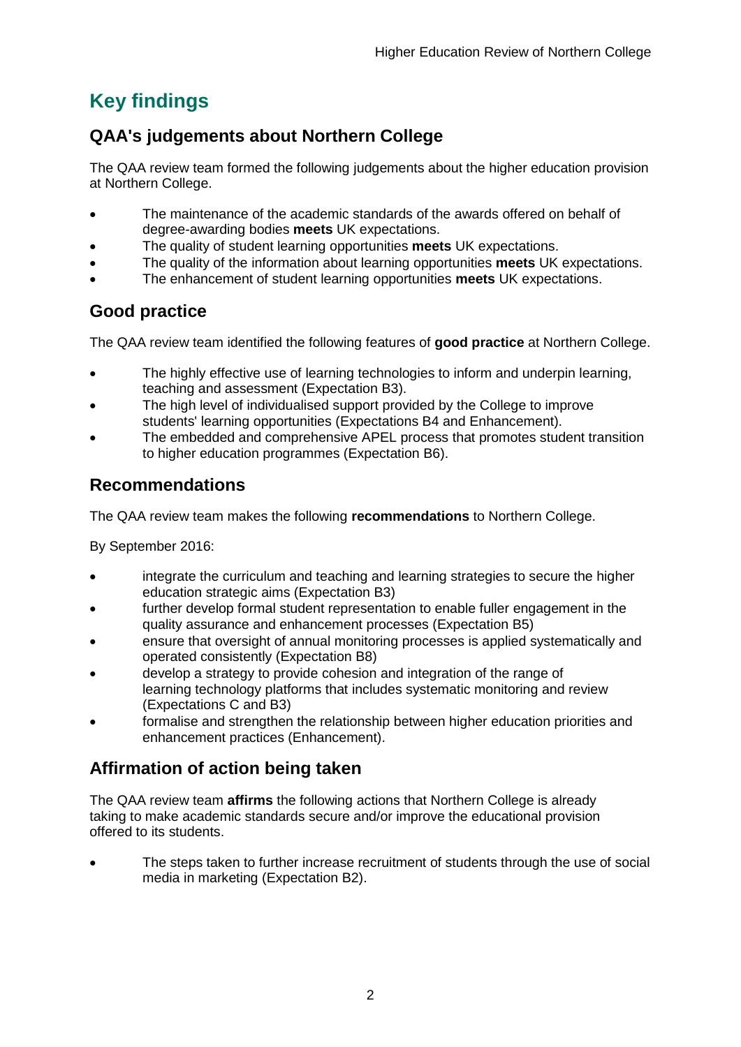# Key findings

## QAA's judgements about Northern College

The QAA review team formed the following judgements about the higher education provision at Northern College.

- The maintenance of the academic standards of the awards offered on behalf of degree-awarding bodies **meets** UK expectations.
- The quality of student learning opportunities **meets** UK expectations.
- The quality of the information about learning opportunities **meets** UK expectations.
- The enhancement of student learning opportunities **meets** UK expectations.

## Good practice

The QAA review team identified the following features of **good practice** at Northern College.

- The highly effective use of learning technologies to inform and underpin learning, teaching and assessment (Expectation B3).
- The high level of individualised support provided by the College to improve students' learning opportunities (Expectations B4 and Enhancement).
- The embedded and comprehensive APEL process that promotes student transition to higher education programmes (Expectation B6).

## Recommendations

The QAA review team makes the following **recommendations** to Northern College.

By September 2016:

- integrate the curriculum and teaching and learning strategies to secure the higher education strategic aims (Expectation B3)
- further develop formal student representation to enable fuller engagement in the quality assurance and enhancement processes (Expectation B5)
- ensure that oversight of annual monitoring processes is applied systematically and operated consistently (Expectation B8)
- develop a strategy to provide cohesion and integration of the range of learning technology platforms that includes systematic monitoring and review (Expectations C and B3)
- formalise and strengthen the relationship between higher education priorities and enhancement practices (Enhancement).

## Affirmation of action being taken

The QAA review team **affirms** the following actions that Northern College is already taking to make academic standards secure and/or improve the educational provision offered to its students.

- The steps taken to further increase recruitment of students through the use of social media in marketing (Expectation B2).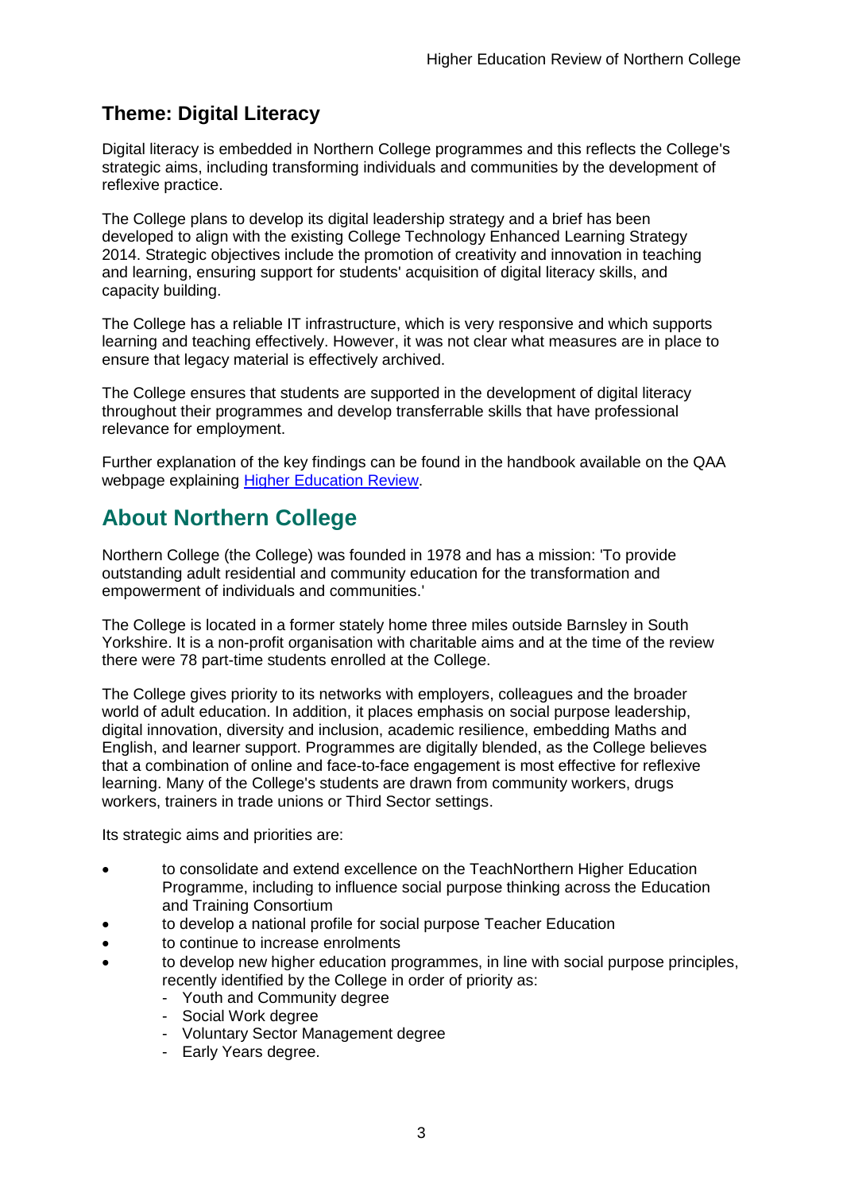## Theme: Digital Literacy

Digital literacy is embedded in Northern College programmes and this reflects the College's strategic aims, including transforming individuals and communities by the development of reflexive practice.

The College plans to develop its digital leadership strategy and a brief has been developed to align with the existing College Technology Enhanced Learning Strategy 2014. Strategic objectives include the promotion of creativity and innovation in teaching and learning, ensuring support for students' acquisition of digital literacy skills, and capacity building.

The College has a reliable IT infrastructure, which is very responsive and which supports learning and teaching effectively. However, it was not clear what measures are in place to ensure that legacy material is effectively archived.

The College ensures that students are supported in the development of digital literacy throughout their programmes and develop transferrable skills that have professional relevance for employment.

Further explanation of the key findings can be found in the handbook available on the QAA webpage explaining [Higher Education Review](#).

# About Northern College

Northern College (the College) was founded in 1978 and has a mission: 'To provide outstanding adult residential and community education for the transformation and empowerment of individuals and communities.'

The College is located in a former stately home three miles outside Barnsley in South Yorkshire. It is a non-profit organisation with charitable aims and at the time of the review there were 78 part-time students enrolled at the College.

The College gives priority to its networks with employers, colleagues and the broader world of adult education. In addition, it places emphasis on social purpose leadership, digital innovation, diversity and inclusion, academic resilience, embedding Maths and English, and learner support. Programmes are digitally blended, as the College believes that a combination of online and face-to-face engagement is most effective for reflexive learning. Many of the College's students are drawn from community workers, drugs workers, trainers in trade unions or Third Sector settings.

Its strategic aims and priorities are:

- to consolidate and extend excellence on the TeachNorthern Higher Education Programme, including to influence social purpose thinking across the Education and Training Consortium
- to develop a national profile for social purpose Teacher Education
- to continue to increase enrolments
- to develop new higher education programmes, in line with social purpose principles, recently identified by the College in order of priority as:
  - Youth and Community degree
  - Social Work degree
  - Voluntary Sector Management degree
  - Early Years degree.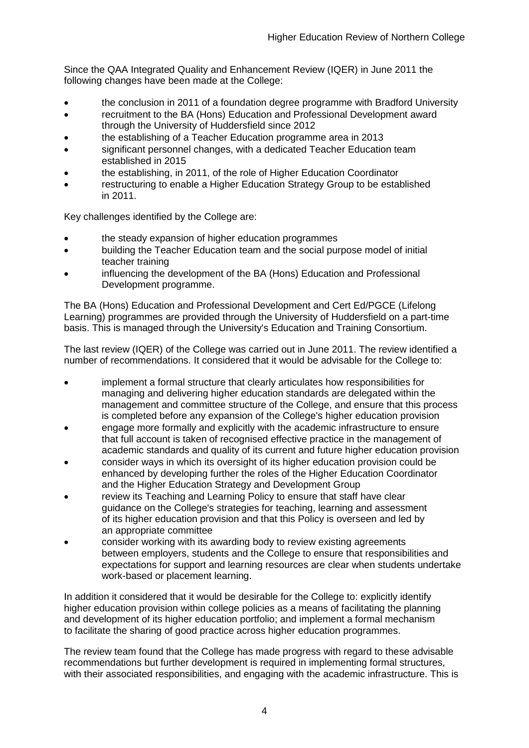Since the QAA Integrated Quality and Enhancement Review (IQER) in June 2011 the following changes have been made at the College:

- the conclusion in 2011 of a foundation degree programme with Bradford University
- recruitment to the BA (Hons) Education and Professional Development award through the University of Huddersfield since 2012
- the establishing of a Teacher Education programme area in 2013
- significant personnel changes, with a dedicated Teacher Education team established in 2015
- the establishing, in 2011, of the role of Higher Education Coordinator
- restructuring to enable a Higher Education Strategy Group to be established in 2011.

Key challenges identified by the College are:

- the steady expansion of higher education programmes
- building the Teacher Education team and the social purpose model of initial teacher training
- influencing the development of the BA (Hons) Education and Professional Development programme.

The BA (Hons) Education and Professional Development and Cert Ed/PGCE (Lifelong Learning) programmes are provided through the University of Huddersfield on a part-time basis. This is managed through the University's Education and Training Consortium.

The last review (IQER) of the College was carried out in June 2011. The review identified a number of recommendations. It considered that it would be advisable for the College to:

- implement a formal structure that clearly articulates how responsibilities for managing and delivering higher education standards are delegated within the management and committee structure of the College, and ensure that this process is completed before any expansion of the College's higher education provision
- engage more formally and explicitly with the academic infrastructure to ensure that full account is taken of recognised effective practice in the management of academic standards and quality of its current and future higher education provision
- consider ways in which its oversight of its higher education provision could be enhanced by developing further the roles of the Higher Education Coordinator and the Higher Education Strategy and Development Group
- review its Teaching and Learning Policy to ensure that staff have clear guidance on the College's strategies for teaching, learning and assessment of its higher education provision and that this Policy is overseen and led by an appropriate committee
- consider working with its awarding body to review existing agreements between employers, students and the College to ensure that responsibilities and expectations for support and learning resources are clear when students undertake work-based or placement learning.

In addition it considered that it would be desirable for the College to: explicitly identify higher education provision within college policies as a means of facilitating the planning and development of its higher education portfolio; and implement a formal mechanism to facilitate the sharing of good practice across higher education programmes.

The review team found that the College has made progress with regard to these advisable recommendations but further development is required in implementing formal structures, with their associated responsibilities, and engaging with the academic infrastructure. This is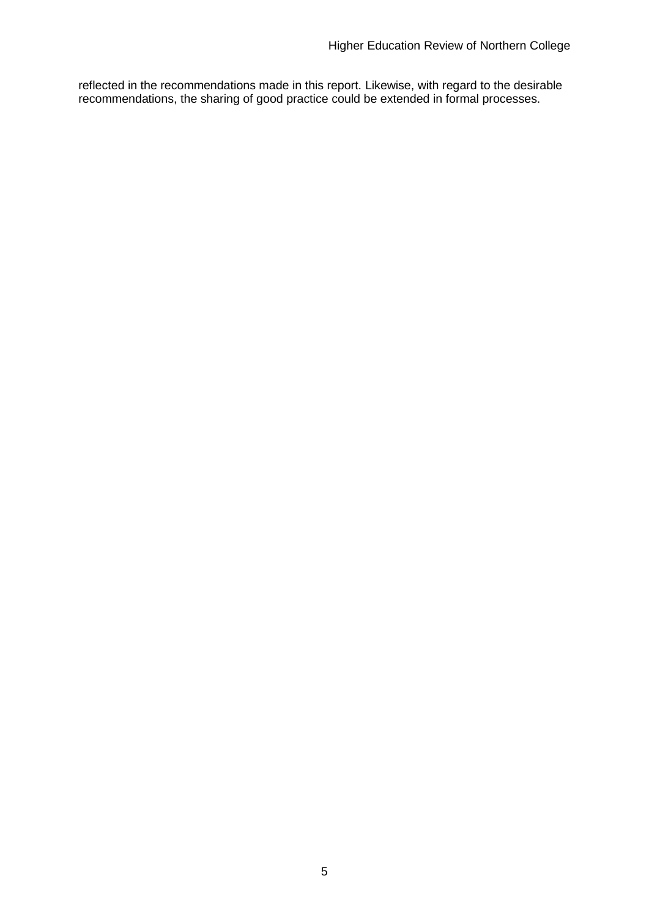reflected in the recommendations made in this report. Likewise, with regard to the desirable recommendations, the sharing of good practice could be extended in formal processes.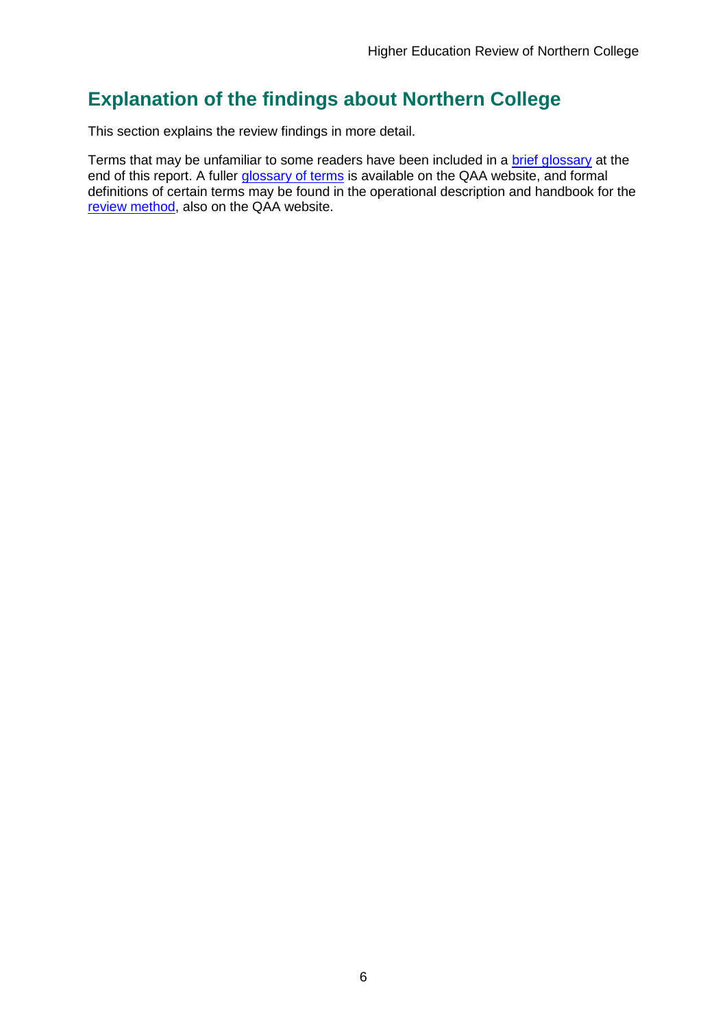## Explanation of the findings about Northern College

This section explains the review findings in more detail.

Terms that may be unfamiliar to some readers have been included in a brief glossary at the end of this report. A fuller glossary of terms is available on the QAA website, and formal definitions of certain terms may be found in the operational description and handbook for the review method, also on the QAA website.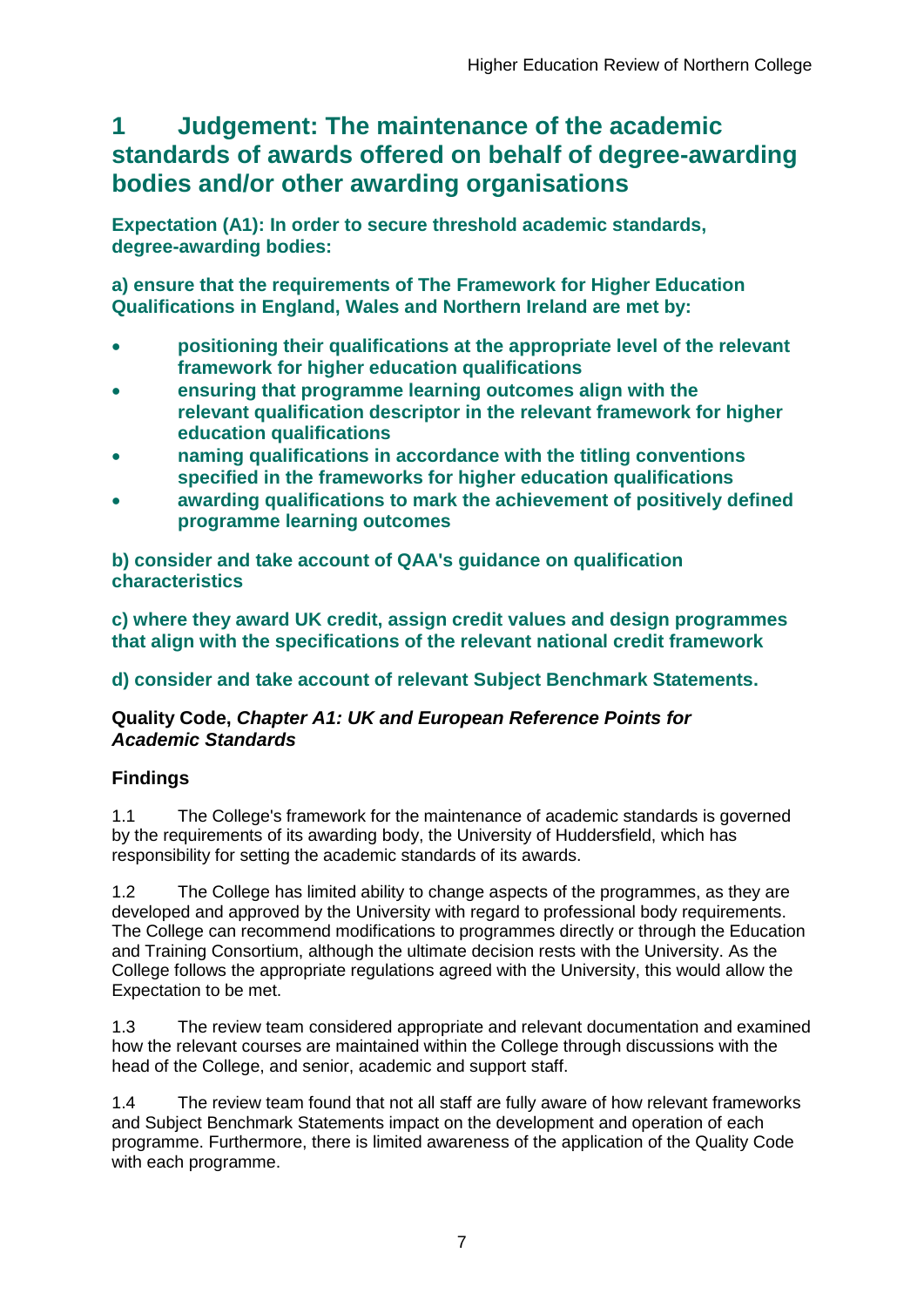# 1 Judgement: The maintenance of the academic standards of awards offered on behalf of degree-awarding bodies and/or other awarding organisations

**Expectation (A1): In order to secure threshold academic standards, degree-awarding bodies:**

**a) ensure that the requirements of The Framework for Higher Education Qualifications in England, Wales and Northern Ireland are met by:**

- **positioning their qualifications at the appropriate level of the relevant framework for higher education qualifications**
- **ensuring that programme learning outcomes align with the relevant qualification descriptor in the relevant framework for higher education qualifications**
- **naming qualifications in accordance with the titling conventions specified in the frameworks for higher education qualifications**
- **awarding qualifications to mark the achievement of positively defined programme learning outcomes**

**b) consider and take account of QAA's guidance on qualification characteristics**

**c) where they award UK credit, assign credit values and design programmes that align with the specifications of the relevant national credit framework**

**d) consider and take account of relevant Subject Benchmark Statements.**

**Quality Code, *Chapter A1: UK and European Reference Points for Academic Standards***

### Findings

1.1 The College's framework for the maintenance of academic standards is governed by the requirements of its awarding body, the University of Huddersfield, which has responsibility for setting the academic standards of its awards.

1.2 The College has limited ability to change aspects of the programmes, as they are developed and approved by the University with regard to professional body requirements. The College can recommend modifications to programmes directly or through the Education and Training Consortium, although the ultimate decision rests with the University. As the College follows the appropriate regulations agreed with the University, this would allow the Expectation to be met.

1.3 The review team considered appropriate and relevant documentation and examined how the relevant courses are maintained within the College through discussions with the head of the College, and senior, academic and support staff.

1.4 The review team found that not all staff are fully aware of how relevant frameworks and Subject Benchmark Statements impact on the development and operation of each programme. Furthermore, there is limited awareness of the application of the Quality Code with each programme.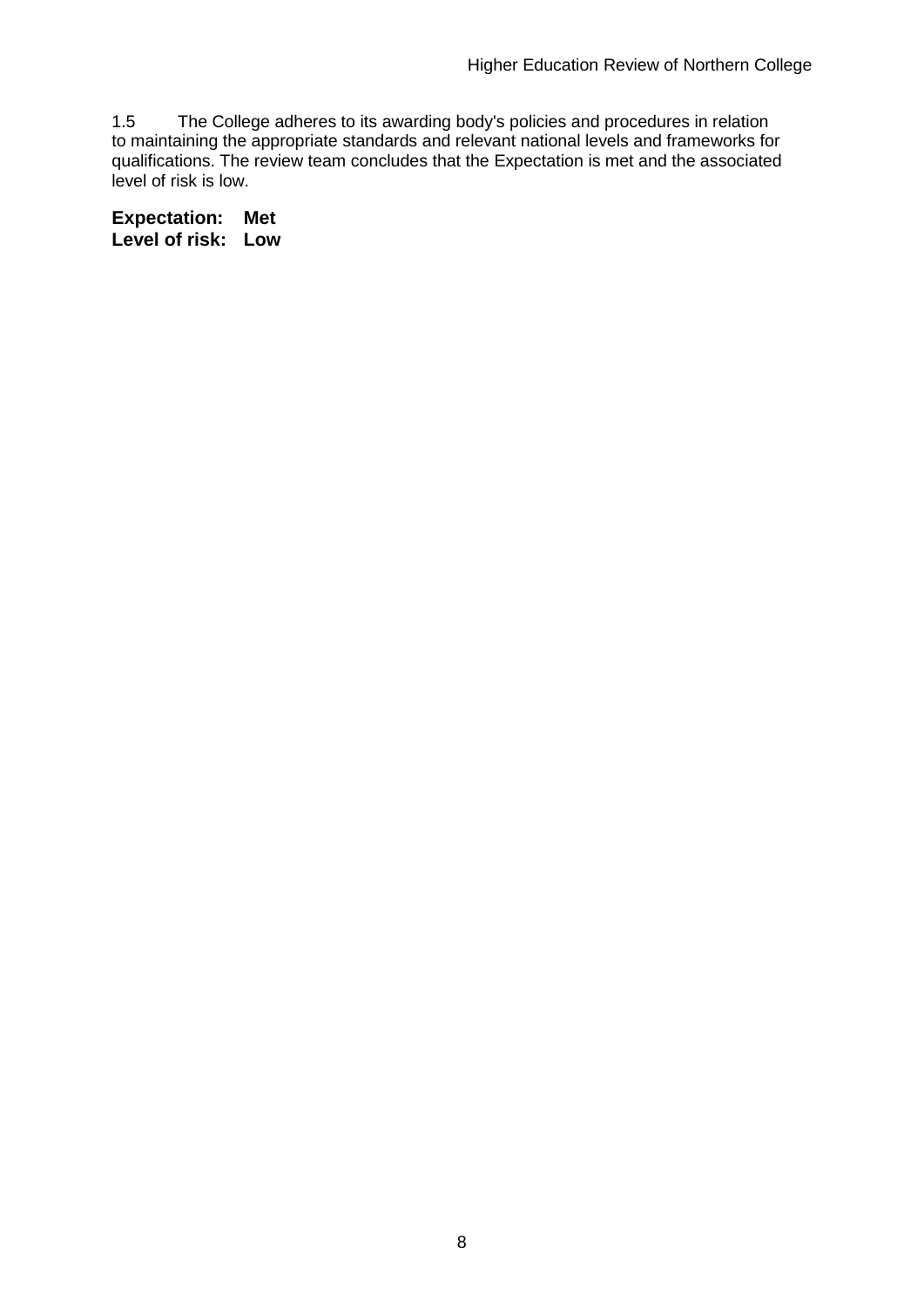1.5 The College adheres to its awarding body's policies and procedures in relation to maintaining the appropriate standards and relevant national levels and frameworks for qualifications. The review team concludes that the Expectation is met and the associated level of risk is low.

**Expectation: Met**
**Level of risk: Low**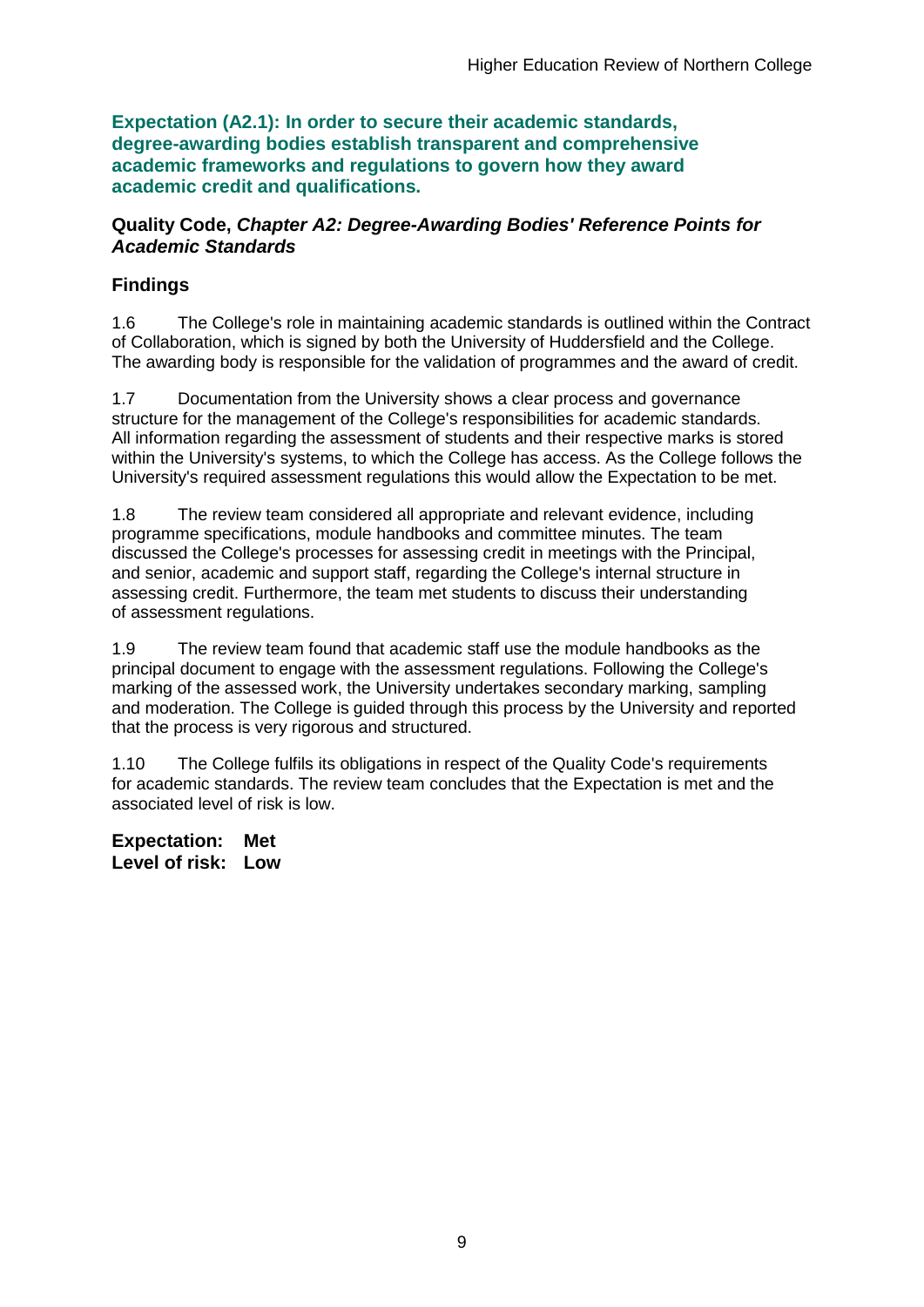**Expectation (A2.1): In order to secure their academic standards, degree-awarding bodies establish transparent and comprehensive academic frameworks and regulations to govern how they award academic credit and qualifications.**

**Quality Code, *Chapter A2: Degree-Awarding Bodies' Reference Points for Academic Standards***

## Findings

1.6 The College's role in maintaining academic standards is outlined within the Contract of Collaboration, which is signed by both the University of Huddersfield and the College. The awarding body is responsible for the validation of programmes and the award of credit.

1.7 Documentation from the University shows a clear process and governance structure for the management of the College's responsibilities for academic standards. All information regarding the assessment of students and their respective marks is stored within the University's systems, to which the College has access. As the College follows the University's required assessment regulations this would allow the Expectation to be met.

1.8 The review team considered all appropriate and relevant evidence, including programme specifications, module handbooks and committee minutes. The team discussed the College's processes for assessing credit in meetings with the Principal, and senior, academic and support staff, regarding the College's internal structure in assessing credit. Furthermore, the team met students to discuss their understanding of assessment regulations.

1.9 The review team found that academic staff use the module handbooks as the principal document to engage with the assessment regulations. Following the College's marking of the assessed work, the University undertakes secondary marking, sampling and moderation. The College is guided through this process by the University and reported that the process is very rigorous and structured.

1.10 The College fulfils its obligations in respect of the Quality Code's requirements for academic standards. The review team concludes that the Expectation is met and the associated level of risk is low.

**Expectation: Met**
**Level of risk: Low**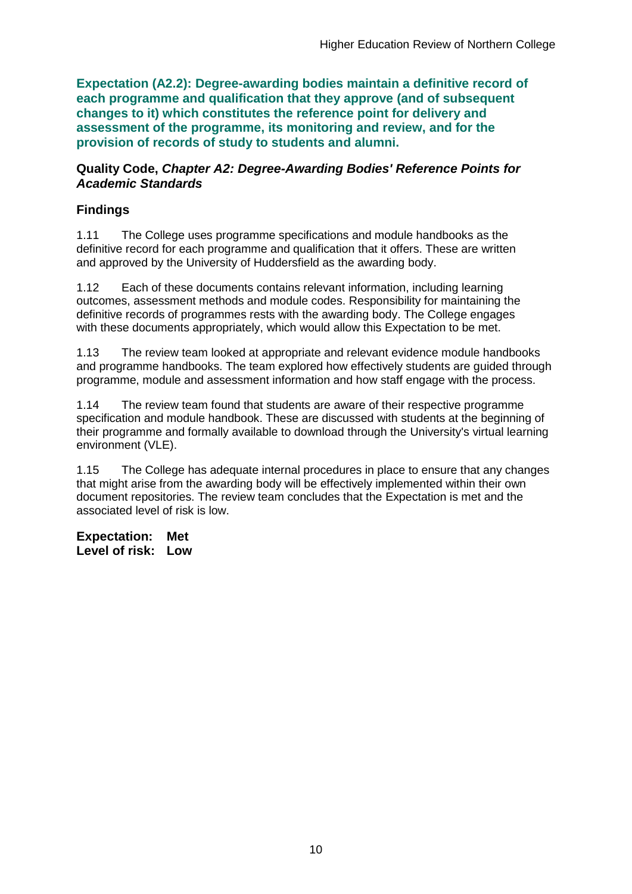**Expectation (A2.2): Degree-awarding bodies maintain a definitive record of each programme and qualification that they approve (and of subsequent changes to it) which constitutes the reference point for delivery and assessment of the programme, its monitoring and review, and for the provision of records of study to students and alumni.**

**Quality Code, *Chapter A2: Degree-Awarding Bodies' Reference Points for Academic Standards***

### Findings

1.11 The College uses programme specifications and module handbooks as the definitive record for each programme and qualification that it offers. These are written and approved by the University of Huddersfield as the awarding body.

1.12 Each of these documents contains relevant information, including learning outcomes, assessment methods and module codes. Responsibility for maintaining the definitive records of programmes rests with the awarding body. The College engages with these documents appropriately, which would allow this Expectation to be met.

1.13 The review team looked at appropriate and relevant evidence module handbooks and programme handbooks. The team explored how effectively students are guided through programme, module and assessment information and how staff engage with the process.

1.14 The review team found that students are aware of their respective programme specification and module handbook. These are discussed with students at the beginning of their programme and formally available to download through the University's virtual learning environment (VLE).

1.15 The College has adequate internal procedures in place to ensure that any changes that might arise from the awarding body will be effectively implemented within their own document repositories. The review team concludes that the Expectation is met and the associated level of risk is low.

**Expectation: Met**
**Level of risk: Low**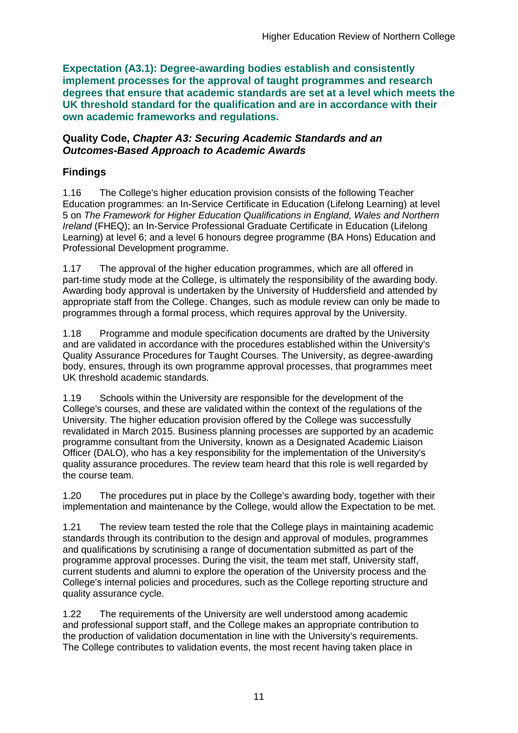**Expectation (A3.1): Degree-awarding bodies establish and consistently implement processes for the approval of taught programmes and research degrees that ensure that academic standards are set at a level which meets the UK threshold standard for the qualification and are in accordance with their own academic frameworks and regulations.**

**Quality Code, *Chapter A3: Securing Academic Standards and an Outcomes-Based Approach to Academic Awards***

## Findings

1.16 The College's higher education provision consists of the following Teacher Education programmes: an In-Service Certificate in Education (Lifelong Learning) at level 5 on *The Framework for Higher Education Qualifications in England, Wales and Northern Ireland* (FHEQ); an In-Service Professional Graduate Certificate in Education (Lifelong Learning) at level 6; and a level 6 honours degree programme (BA Hons) Education and Professional Development programme.

1.17 The approval of the higher education programmes, which are all offered in part-time study mode at the College, is ultimately the responsibility of the awarding body. Awarding body approval is undertaken by the University of Huddersfield and attended by appropriate staff from the College. Changes, such as module review can only be made to programmes through a formal process, which requires approval by the University.

1.18 Programme and module specification documents are drafted by the University and are validated in accordance with the procedures established within the University's Quality Assurance Procedures for Taught Courses. The University, as degree-awarding body, ensures, through its own programme approval processes, that programmes meet UK threshold academic standards.

1.19 Schools within the University are responsible for the development of the College's courses, and these are validated within the context of the regulations of the University. The higher education provision offered by the College was successfully revalidated in March 2015. Business planning processes are supported by an academic programme consultant from the University, known as a Designated Academic Liaison Officer (DALO), who has a key responsibility for the implementation of the University's quality assurance procedures. The review team heard that this role is well regarded by the course team.

1.20 The procedures put in place by the College's awarding body, together with their implementation and maintenance by the College, would allow the Expectation to be met.

1.21 The review team tested the role that the College plays in maintaining academic standards through its contribution to the design and approval of modules, programmes and qualifications by scrutinising a range of documentation submitted as part of the programme approval processes. During the visit, the team met staff, University staff, current students and alumni to explore the operation of the University process and the College's internal policies and procedures, such as the College reporting structure and quality assurance cycle.

1.22 The requirements of the University are well understood among academic and professional support staff, and the College makes an appropriate contribution to the production of validation documentation in line with the University's requirements. The College contributes to validation events, the most recent having taken place in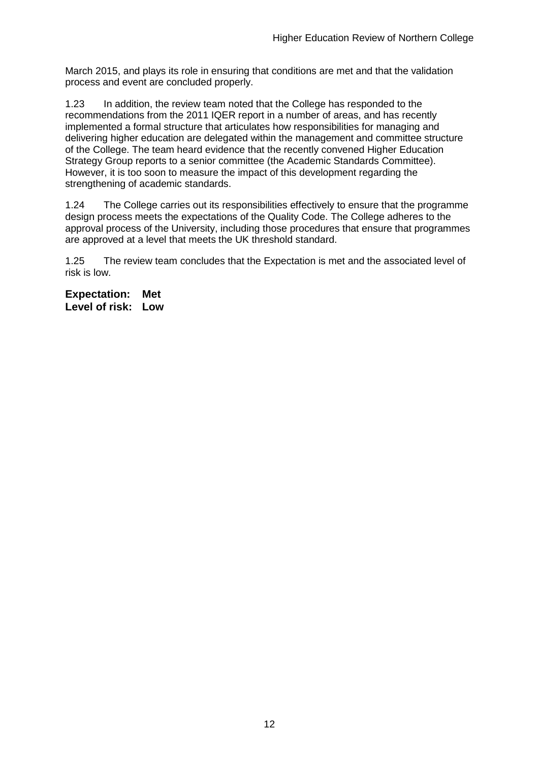March 2015, and plays its role in ensuring that conditions are met and that the validation process and event are concluded properly.

1.23 In addition, the review team noted that the College has responded to the recommendations from the 2011 IQER report in a number of areas, and has recently implemented a formal structure that articulates how responsibilities for managing and delivering higher education are delegated within the management and committee structure of the College. The team heard evidence that the recently convened Higher Education Strategy Group reports to a senior committee (the Academic Standards Committee). However, it is too soon to measure the impact of this development regarding the strengthening of academic standards.

1.24 The College carries out its responsibilities effectively to ensure that the programme design process meets the expectations of the Quality Code. The College adheres to the approval process of the University, including those procedures that ensure that programmes are approved at a level that meets the UK threshold standard.

1.25 The review team concludes that the Expectation is met and the associated level of risk is low.

**Expectation: Met**
**Level of risk: Low**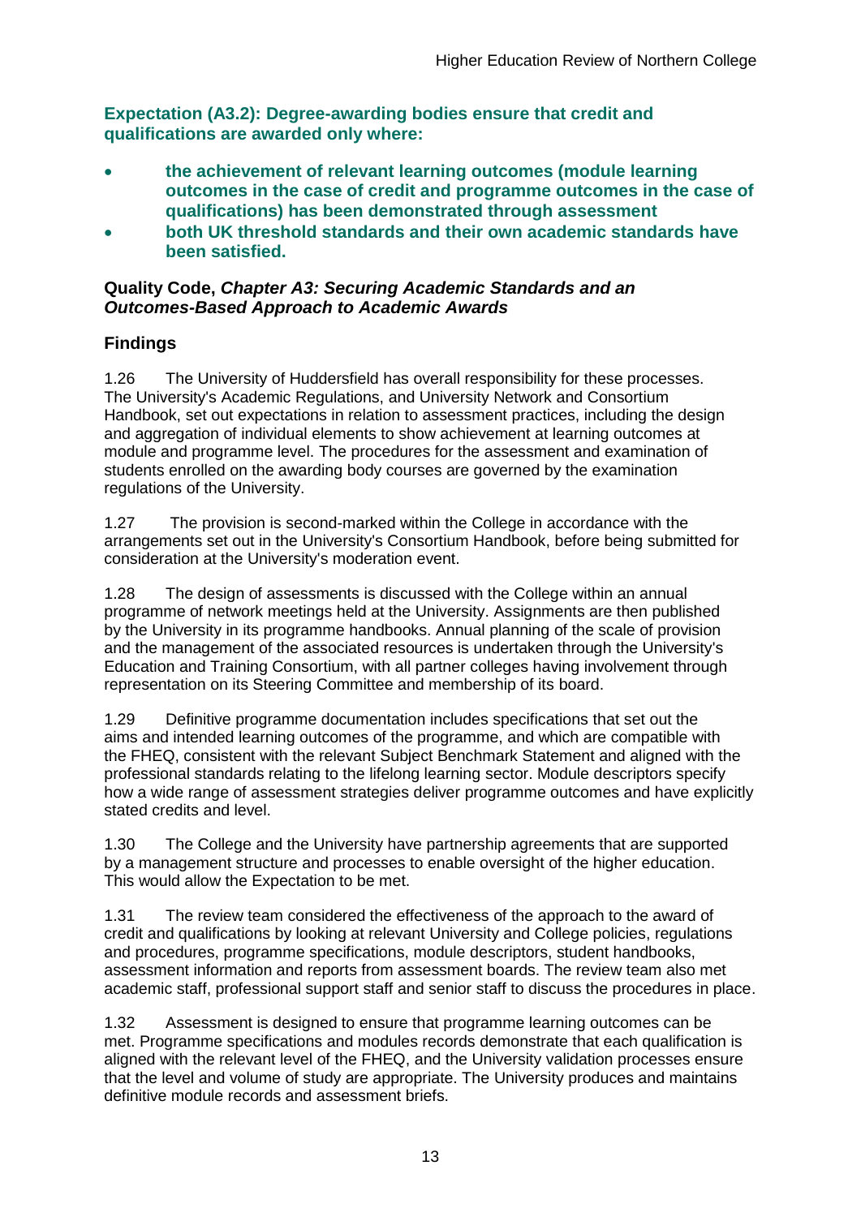**Expectation (A3.2): Degree-awarding bodies ensure that credit and qualifications are awarded only where:**

- **the achievement of relevant learning outcomes (module learning outcomes in the case of credit and programme outcomes in the case of qualifications) has been demonstrated through assessment**
- **both UK threshold standards and their own academic standards have been satisfied.**

**Quality Code, *Chapter A3: Securing Academic Standards and an Outcomes-Based Approach to Academic Awards***

## Findings

1.26 The University of Huddersfield has overall responsibility for these processes. The University's Academic Regulations, and University Network and Consortium Handbook, set out expectations in relation to assessment practices, including the design and aggregation of individual elements to show achievement at learning outcomes at module and programme level. The procedures for the assessment and examination of students enrolled on the awarding body courses are governed by the examination regulations of the University.

1.27 The provision is second-marked within the College in accordance with the arrangements set out in the University's Consortium Handbook, before being submitted for consideration at the University's moderation event.

1.28 The design of assessments is discussed with the College within an annual programme of network meetings held at the University. Assignments are then published by the University in its programme handbooks. Annual planning of the scale of provision and the management of the associated resources is undertaken through the University's Education and Training Consortium, with all partner colleges having involvement through representation on its Steering Committee and membership of its board.

1.29 Definitive programme documentation includes specifications that set out the aims and intended learning outcomes of the programme, and which are compatible with the FHEQ, consistent with the relevant Subject Benchmark Statement and aligned with the professional standards relating to the lifelong learning sector. Module descriptors specify how a wide range of assessment strategies deliver programme outcomes and have explicitly stated credits and level.

1.30 The College and the University have partnership agreements that are supported by a management structure and processes to enable oversight of the higher education. This would allow the Expectation to be met.

1.31 The review team considered the effectiveness of the approach to the award of credit and qualifications by looking at relevant University and College policies, regulations and procedures, programme specifications, module descriptors, student handbooks, assessment information and reports from assessment boards. The review team also met academic staff, professional support staff and senior staff to discuss the procedures in place.

1.32 Assessment is designed to ensure that programme learning outcomes can be met. Programme specifications and modules records demonstrate that each qualification is aligned with the relevant level of the FHEQ, and the University validation processes ensure that the level and volume of study are appropriate. The University produces and maintains definitive module records and assessment briefs.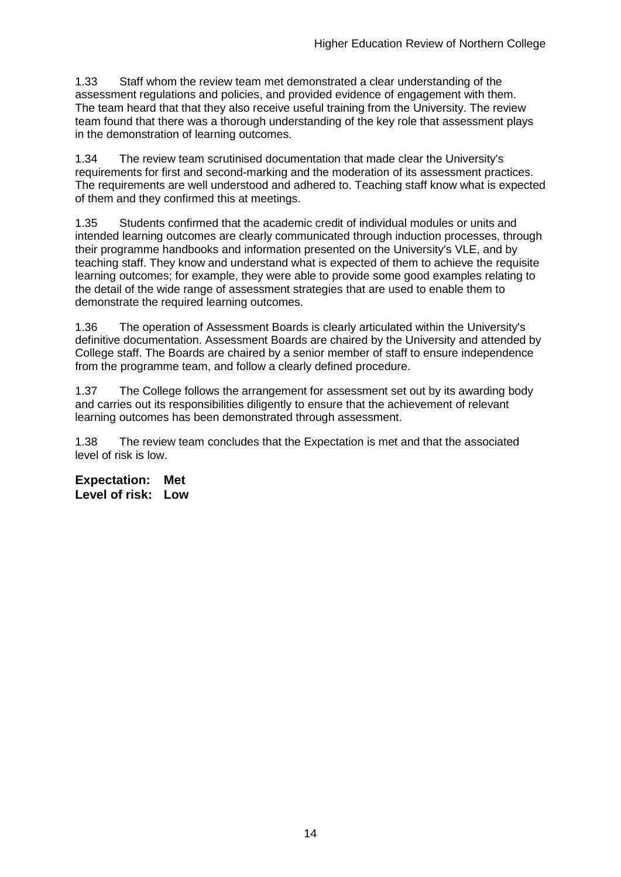1.33 Staff whom the review team met demonstrated a clear understanding of the assessment regulations and policies, and provided evidence of engagement with them. The team heard that that they also receive useful training from the University. The review team found that there was a thorough understanding of the key role that assessment plays in the demonstration of learning outcomes.

1.34 The review team scrutinised documentation that made clear the University's requirements for first and second-marking and the moderation of its assessment practices. The requirements are well understood and adhered to. Teaching staff know what is expected of them and they confirmed this at meetings.

1.35 Students confirmed that the academic credit of individual modules or units and intended learning outcomes are clearly communicated through induction processes, through their programme handbooks and information presented on the University's VLE, and by teaching staff. They know and understand what is expected of them to achieve the requisite learning outcomes; for example, they were able to provide some good examples relating to the detail of the wide range of assessment strategies that are used to enable them to demonstrate the required learning outcomes.

1.36 The operation of Assessment Boards is clearly articulated within the University's definitive documentation. Assessment Boards are chaired by the University and attended by College staff. The Boards are chaired by a senior member of staff to ensure independence from the programme team, and follow a clearly defined procedure.

1.37 The College follows the arrangement for assessment set out by its awarding body and carries out its responsibilities diligently to ensure that the achievement of relevant learning outcomes has been demonstrated through assessment.

1.38 The review team concludes that the Expectation is met and that the associated level of risk is low.

**Expectation: Met**
**Level of risk: Low**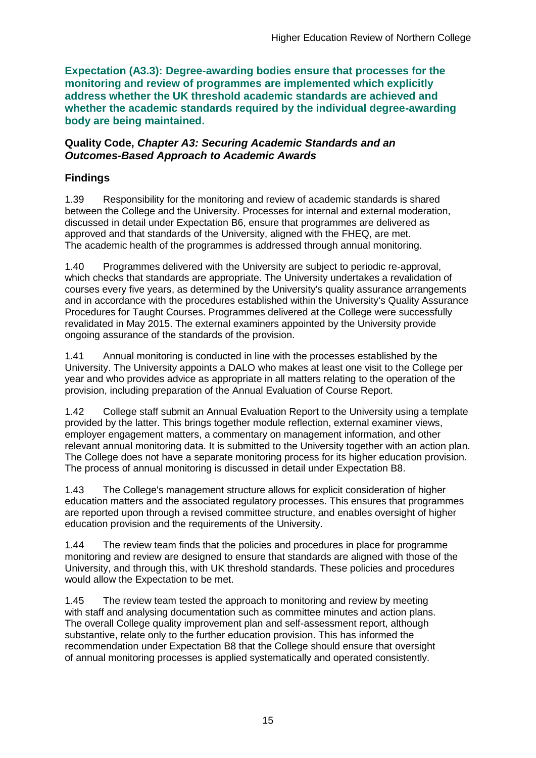**Expectation (A3.3): Degree-awarding bodies ensure that processes for the monitoring and review of programmes are implemented which explicitly address whether the UK threshold academic standards are achieved and whether the academic standards required by the individual degree-awarding body are being maintained.**

**Quality Code, *Chapter A3: Securing Academic Standards and an Outcomes-Based Approach to Academic Awards***

## Findings

1.39 Responsibility for the monitoring and review of academic standards is shared between the College and the University. Processes for internal and external moderation, discussed in detail under Expectation B6, ensure that programmes are delivered as approved and that standards of the University, aligned with the FHEQ, are met. The academic health of the programmes is addressed through annual monitoring.

1.40 Programmes delivered with the University are subject to periodic re-approval, which checks that standards are appropriate. The University undertakes a revalidation of courses every five years, as determined by the University's quality assurance arrangements and in accordance with the procedures established within the University's Quality Assurance Procedures for Taught Courses. Programmes delivered at the College were successfully revalidated in May 2015. The external examiners appointed by the University provide ongoing assurance of the standards of the provision.

1.41 Annual monitoring is conducted in line with the processes established by the University. The University appoints a DALO who makes at least one visit to the College per year and who provides advice as appropriate in all matters relating to the operation of the provision, including preparation of the Annual Evaluation of Course Report.

1.42 College staff submit an Annual Evaluation Report to the University using a template provided by the latter. This brings together module reflection, external examiner views, employer engagement matters, a commentary on management information, and other relevant annual monitoring data. It is submitted to the University together with an action plan. The College does not have a separate monitoring process for its higher education provision. The process of annual monitoring is discussed in detail under Expectation B8.

1.43 The College's management structure allows for explicit consideration of higher education matters and the associated regulatory processes. This ensures that programmes are reported upon through a revised committee structure, and enables oversight of higher education provision and the requirements of the University.

1.44 The review team finds that the policies and procedures in place for programme monitoring and review are designed to ensure that standards are aligned with those of the University, and through this, with UK threshold standards. These policies and procedures would allow the Expectation to be met.

1.45 The review team tested the approach to monitoring and review by meeting with staff and analysing documentation such as committee minutes and action plans. The overall College quality improvement plan and self-assessment report, although substantive, relate only to the further education provision. This has informed the recommendation under Expectation B8 that the College should ensure that oversight of annual monitoring processes is applied systematically and operated consistently.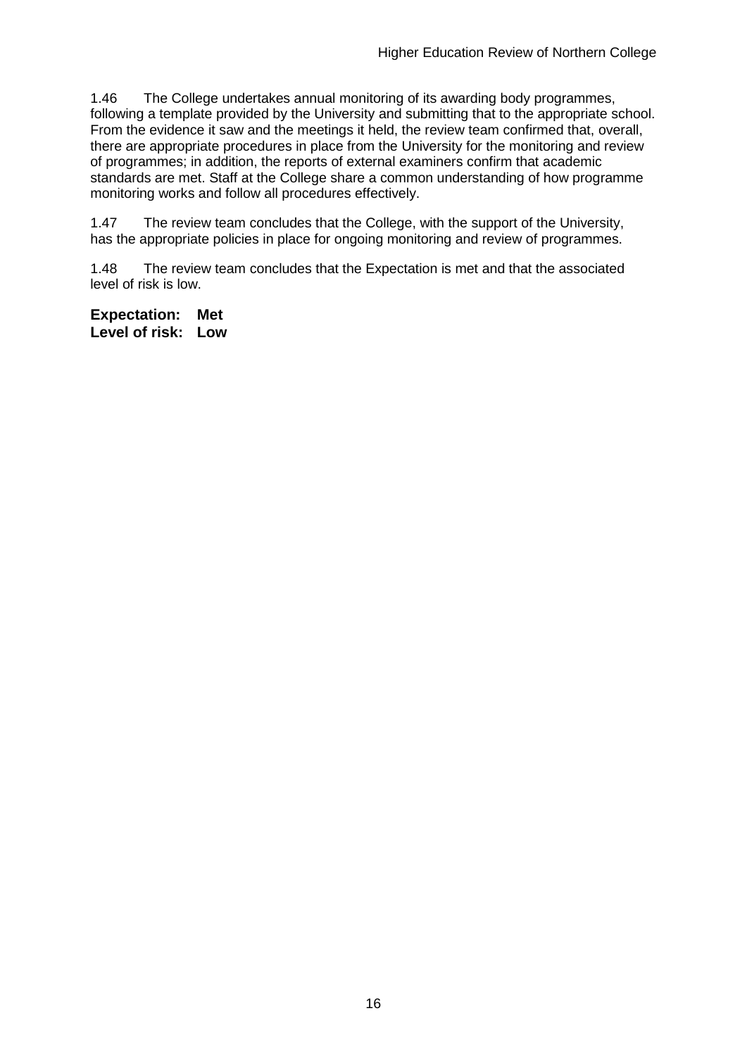1.46 The College undertakes annual monitoring of its awarding body programmes, following a template provided by the University and submitting that to the appropriate school. From the evidence it saw and the meetings it held, the review team confirmed that, overall, there are appropriate procedures in place from the University for the monitoring and review of programmes; in addition, the reports of external examiners confirm that academic standards are met. Staff at the College share a common understanding of how programme monitoring works and follow all procedures effectively.

1.47 The review team concludes that the College, with the support of the University, has the appropriate policies in place for ongoing monitoring and review of programmes.

1.48 The review team concludes that the Expectation is met and that the associated level of risk is low.

**Expectation: Met**
**Level of risk: Low**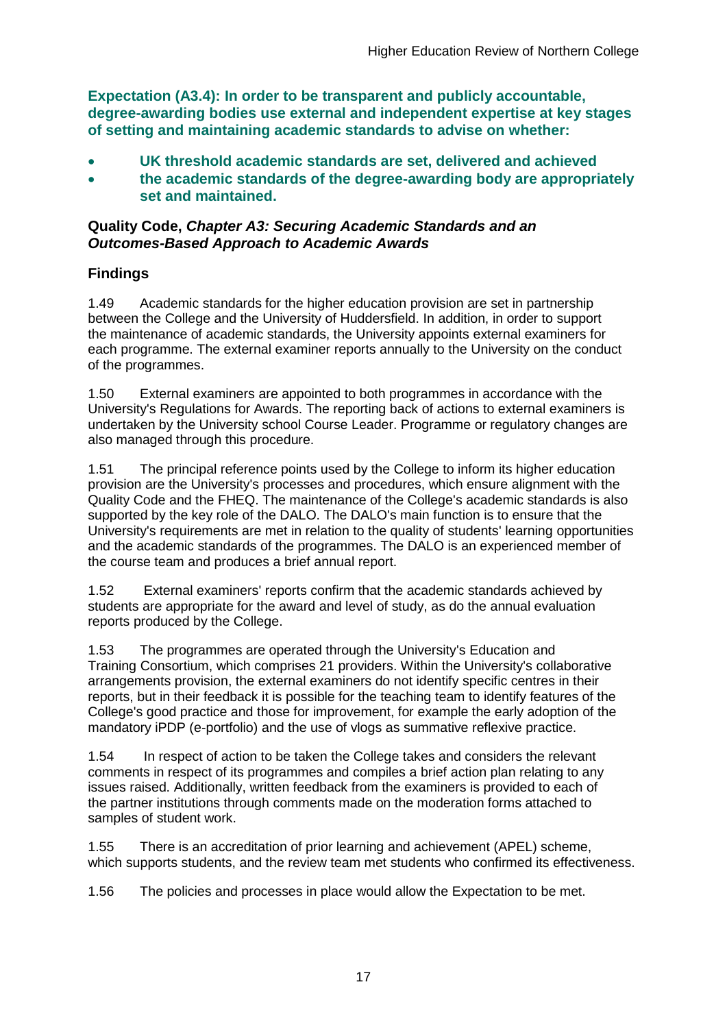**Expectation (A3.4): In order to be transparent and publicly accountable, degree-awarding bodies use external and independent expertise at key stages of setting and maintaining academic standards to advise on whether:**

- **UK threshold academic standards are set, delivered and achieved**
- **the academic standards of the degree-awarding body are appropriately set and maintained.**

**Quality Code, *Chapter A3: Securing Academic Standards and an Outcomes-Based Approach to Academic Awards***

## Findings

1.49 Academic standards for the higher education provision are set in partnership between the College and the University of Huddersfield. In addition, in order to support the maintenance of academic standards, the University appoints external examiners for each programme. The external examiner reports annually to the University on the conduct of the programmes.

1.50 External examiners are appointed to both programmes in accordance with the University's Regulations for Awards. The reporting back of actions to external examiners is undertaken by the University school Course Leader. Programme or regulatory changes are also managed through this procedure.

1.51 The principal reference points used by the College to inform its higher education provision are the University's processes and procedures, which ensure alignment with the Quality Code and the FHEQ. The maintenance of the College's academic standards is also supported by the key role of the DALO. The DALO's main function is to ensure that the University's requirements are met in relation to the quality of students' learning opportunities and the academic standards of the programmes. The DALO is an experienced member of the course team and produces a brief annual report.

1.52 External examiners' reports confirm that the academic standards achieved by students are appropriate for the award and level of study, as do the annual evaluation reports produced by the College.

1.53 The programmes are operated through the University's Education and Training Consortium, which comprises 21 providers. Within the University's collaborative arrangements provision, the external examiners do not identify specific centres in their reports, but in their feedback it is possible for the teaching team to identify features of the College's good practice and those for improvement, for example the early adoption of the mandatory iPDP (e-portfolio) and the use of vlogs as summative reflexive practice.

1.54 In respect of action to be taken the College takes and considers the relevant comments in respect of its programmes and compiles a brief action plan relating to any issues raised. Additionally, written feedback from the examiners is provided to each of the partner institutions through comments made on the moderation forms attached to samples of student work.

1.55 There is an accreditation of prior learning and achievement (APEL) scheme, which supports students, and the review team met students who confirmed its effectiveness.

1.56 The policies and processes in place would allow the Expectation to be met.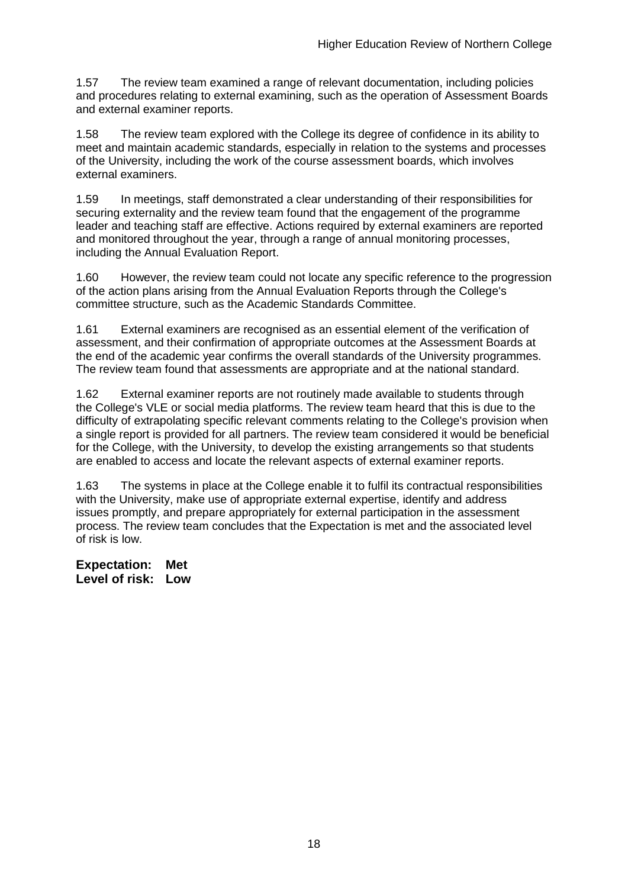1.57 The review team examined a range of relevant documentation, including policies and procedures relating to external examining, such as the operation of Assessment Boards and external examiner reports.

1.58 The review team explored with the College its degree of confidence in its ability to meet and maintain academic standards, especially in relation to the systems and processes of the University, including the work of the course assessment boards, which involves external examiners.

1.59 In meetings, staff demonstrated a clear understanding of their responsibilities for securing externality and the review team found that the engagement of the programme leader and teaching staff are effective. Actions required by external examiners are reported and monitored throughout the year, through a range of annual monitoring processes, including the Annual Evaluation Report.

1.60 However, the review team could not locate any specific reference to the progression of the action plans arising from the Annual Evaluation Reports through the College's committee structure, such as the Academic Standards Committee.

1.61 External examiners are recognised as an essential element of the verification of assessment, and their confirmation of appropriate outcomes at the Assessment Boards at the end of the academic year confirms the overall standards of the University programmes. The review team found that assessments are appropriate and at the national standard.

1.62 External examiner reports are not routinely made available to students through the College's VLE or social media platforms. The review team heard that this is due to the difficulty of extrapolating specific relevant comments relating to the College's provision when a single report is provided for all partners. The review team considered it would be beneficial for the College, with the University, to develop the existing arrangements so that students are enabled to access and locate the relevant aspects of external examiner reports.

1.63 The systems in place at the College enable it to fulfil its contractual responsibilities with the University, make use of appropriate external expertise, identify and address issues promptly, and prepare appropriately for external participation in the assessment process. The review team concludes that the Expectation is met and the associated level of risk is low.

**Expectation: Met**
**Level of risk: Low**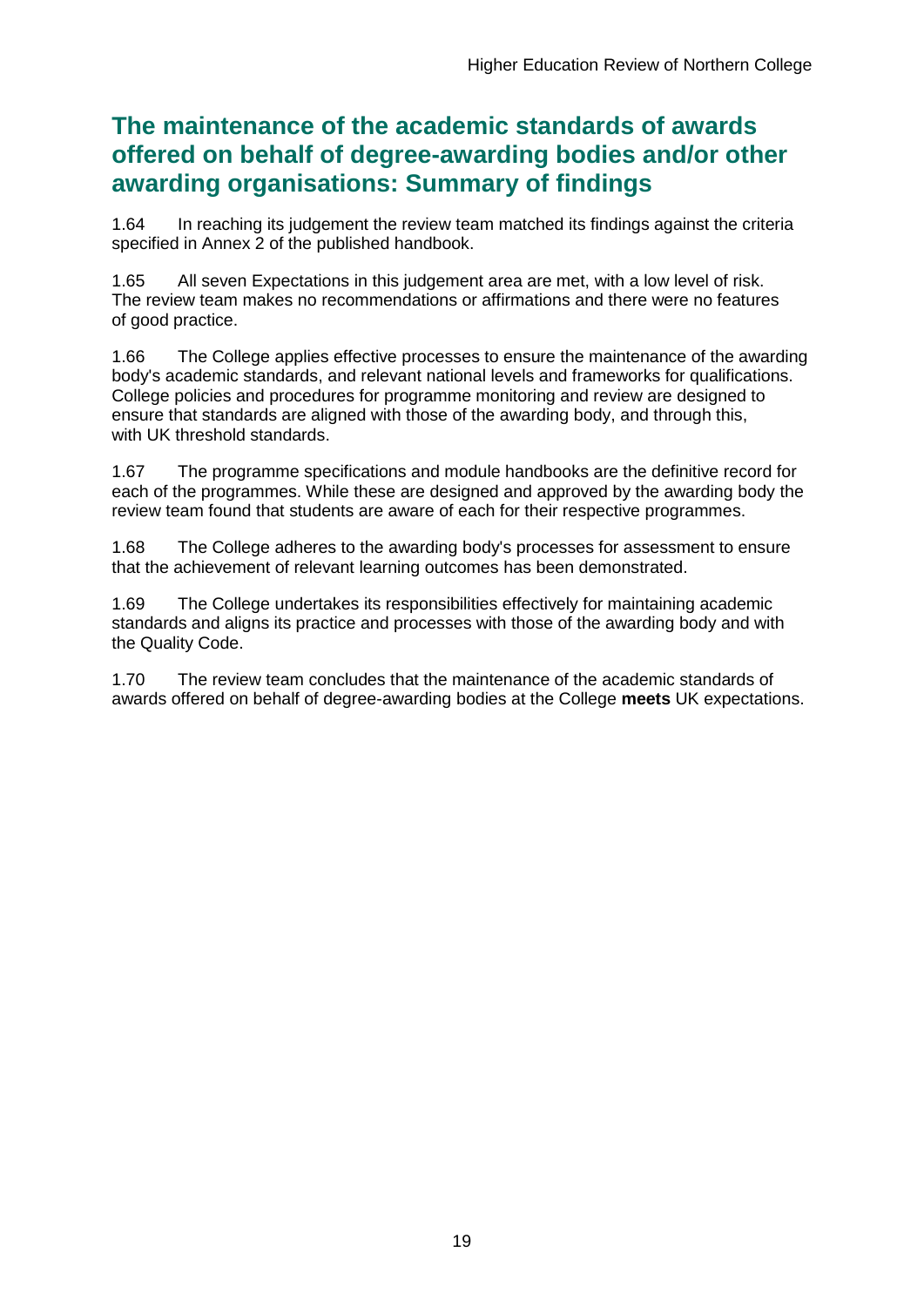## The maintenance of the academic standards of awards offered on behalf of degree-awarding bodies and/or other awarding organisations: Summary of findings

1.64 In reaching its judgement the review team matched its findings against the criteria specified in Annex 2 of the published handbook.

1.65 All seven Expectations in this judgement area are met, with a low level of risk. The review team makes no recommendations or affirmations and there were no features of good practice.

1.66 The College applies effective processes to ensure the maintenance of the awarding body's academic standards, and relevant national levels and frameworks for qualifications. College policies and procedures for programme monitoring and review are designed to ensure that standards are aligned with those of the awarding body, and through this, with UK threshold standards.

1.67 The programme specifications and module handbooks are the definitive record for each of the programmes. While these are designed and approved by the awarding body the review team found that students are aware of each for their respective programmes.

1.68 The College adheres to the awarding body's processes for assessment to ensure that the achievement of relevant learning outcomes has been demonstrated.

1.69 The College undertakes its responsibilities effectively for maintaining academic standards and aligns its practice and processes with those of the awarding body and with the Quality Code.

1.70 The review team concludes that the maintenance of the academic standards of awards offered on behalf of degree-awarding bodies at the College **meets** UK expectations.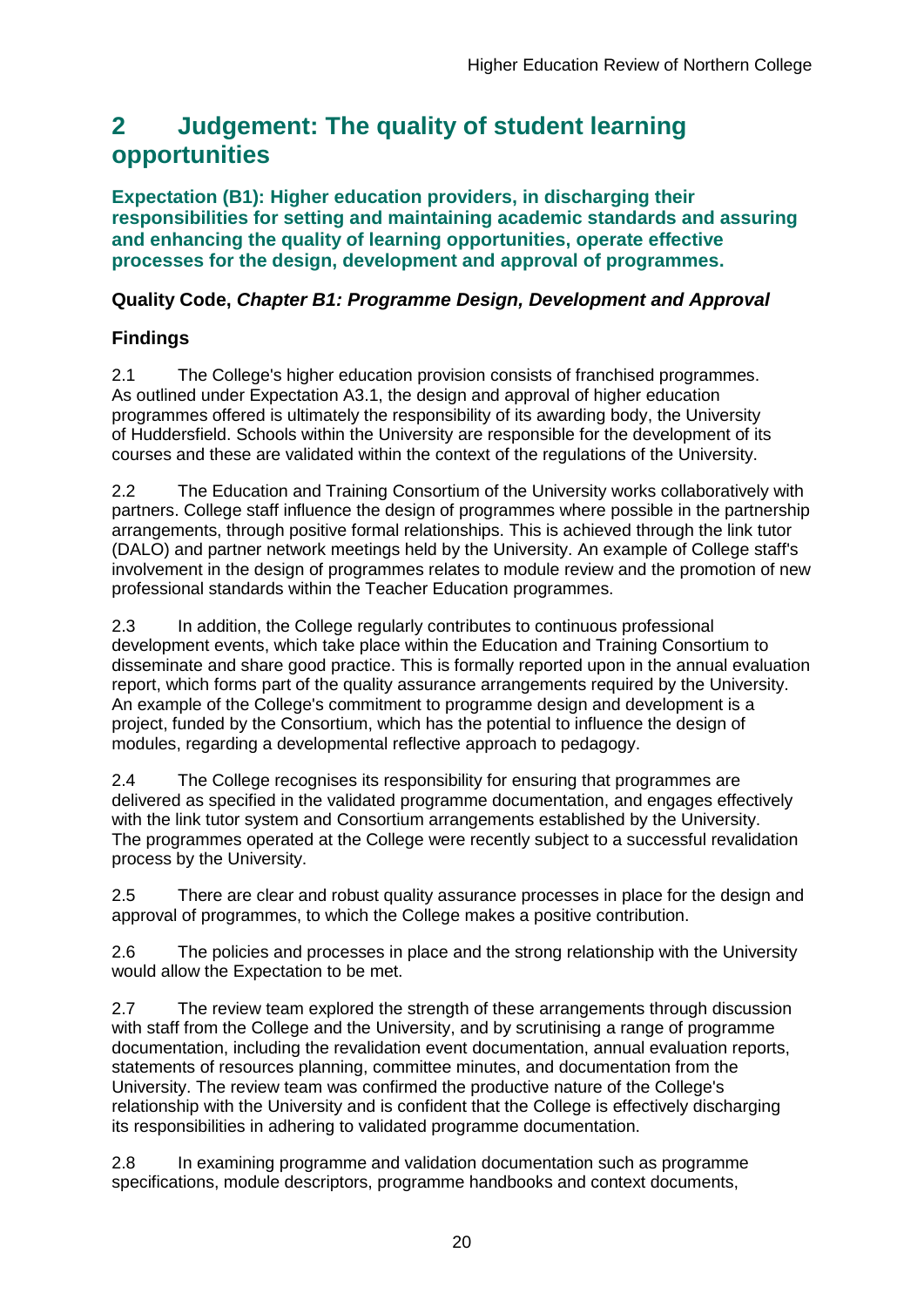## 2 Judgement: The quality of student learning opportunities

### Expectation (B1): Higher education providers, in discharging their responsibilities for setting and maintaining academic standards and assuring and enhancing the quality of learning opportunities, operate effective processes for the design, development and approval of programmes.

### Quality Code, *Chapter B1: Programme Design, Development and Approval*

### Findings

2.1 The College's higher education provision consists of franchised programmes. As outlined under Expectation A3.1, the design and approval of higher education programmes offered is ultimately the responsibility of its awarding body, the University of Huddersfield. Schools within the University are responsible for the development of its courses and these are validated within the context of the regulations of the University.

2.2 The Education and Training Consortium of the University works collaboratively with partners. College staff influence the design of programmes where possible in the partnership arrangements, through positive formal relationships. This is achieved through the link tutor (DALO) and partner network meetings held by the University. An example of College staff's involvement in the design of programmes relates to module review and the promotion of new professional standards within the Teacher Education programmes.

2.3 In addition, the College regularly contributes to continuous professional development events, which take place within the Education and Training Consortium to disseminate and share good practice. This is formally reported upon in the annual evaluation report, which forms part of the quality assurance arrangements required by the University. An example of the College's commitment to programme design and development is a project, funded by the Consortium, which has the potential to influence the design of modules, regarding a developmental reflective approach to pedagogy.

2.4 The College recognises its responsibility for ensuring that programmes are delivered as specified in the validated programme documentation, and engages effectively with the link tutor system and Consortium arrangements established by the University. The programmes operated at the College were recently subject to a successful revalidation process by the University.

2.5 There are clear and robust quality assurance processes in place for the design and approval of programmes, to which the College makes a positive contribution.

2.6 The policies and processes in place and the strong relationship with the University would allow the Expectation to be met.

2.7 The review team explored the strength of these arrangements through discussion with staff from the College and the University, and by scrutinising a range of programme documentation, including the revalidation event documentation, annual evaluation reports, statements of resources planning, committee minutes, and documentation from the University. The review team was confirmed the productive nature of the College's relationship with the University and is confident that the College is effectively discharging its responsibilities in adhering to validated programme documentation.

2.8 In examining programme and validation documentation such as programme specifications, module descriptors, programme handbooks and context documents,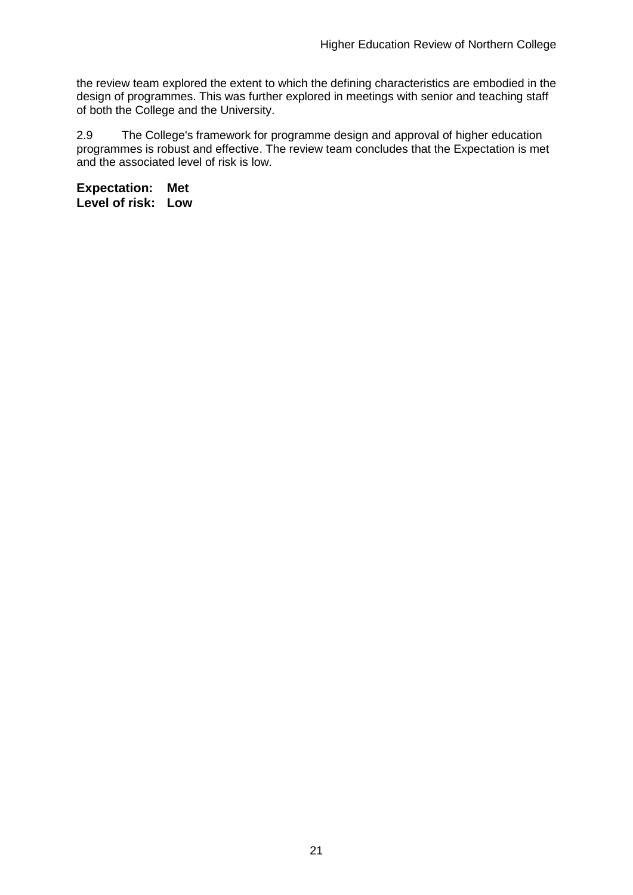the review team explored the extent to which the defining characteristics are embodied in the design of programmes. This was further explored in meetings with senior and teaching staff of both the College and the University.

2.9 The College's framework for programme design and approval of higher education programmes is robust and effective. The review team concludes that the Expectation is met and the associated level of risk is low.

**Expectation: Met**
**Level of risk: Low**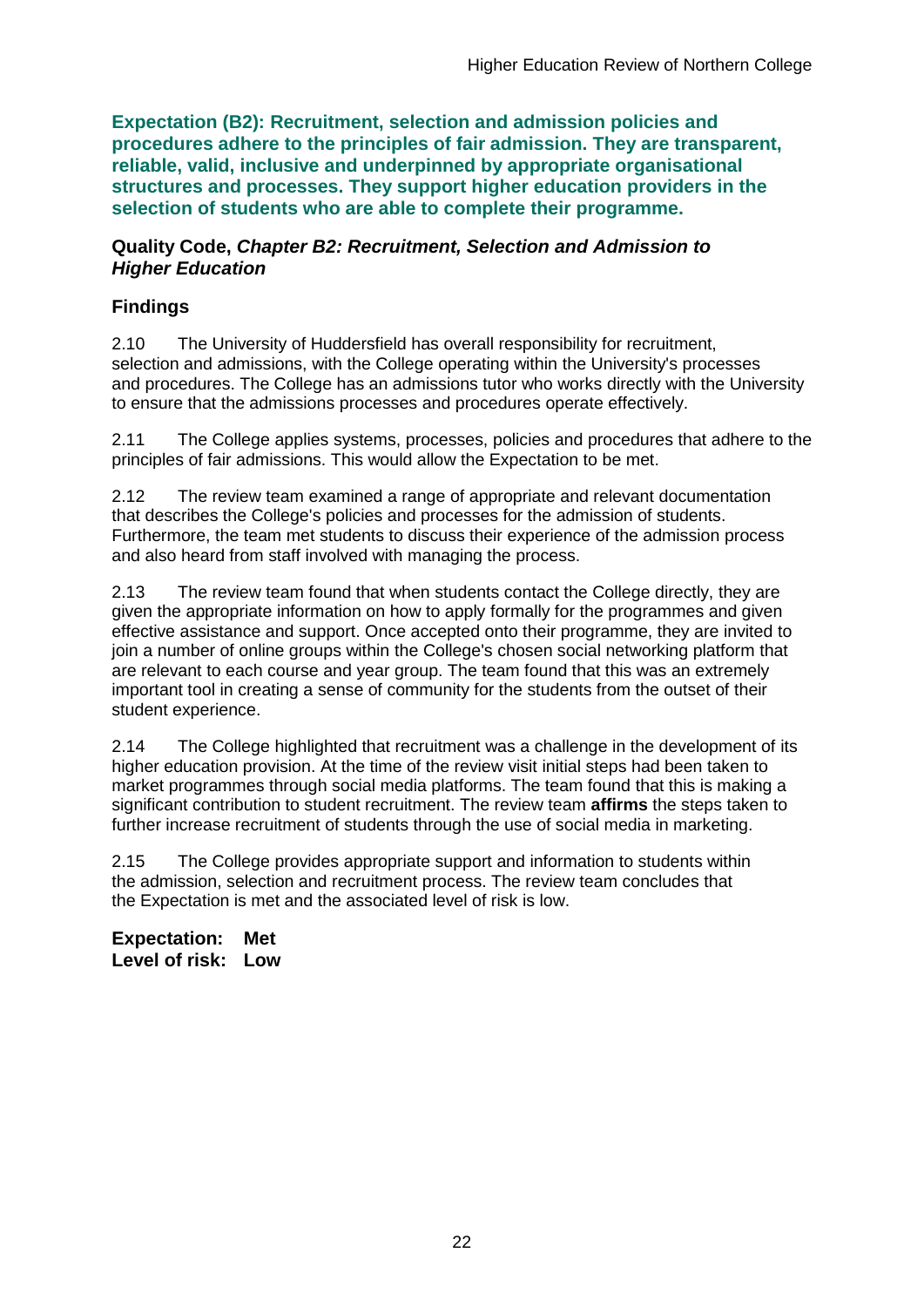**Expectation (B2): Recruitment, selection and admission policies and procedures adhere to the principles of fair admission. They are transparent, reliable, valid, inclusive and underpinned by appropriate organisational structures and processes. They support higher education providers in the selection of students who are able to complete their programme.**

**Quality Code, *Chapter B2: Recruitment, Selection and Admission to Higher Education***

**Findings**

2.10 The University of Huddersfield has overall responsibility for recruitment, selection and admissions, with the College operating within the University's processes and procedures. The College has an admissions tutor who works directly with the University to ensure that the admissions processes and procedures operate effectively.

2.11 The College applies systems, processes, policies and procedures that adhere to the principles of fair admissions. This would allow the Expectation to be met.

2.12 The review team examined a range of appropriate and relevant documentation that describes the College's policies and processes for the admission of students. Furthermore, the team met students to discuss their experience of the admission process and also heard from staff involved with managing the process.

2.13 The review team found that when students contact the College directly, they are given the appropriate information on how to apply formally for the programmes and given effective assistance and support. Once accepted onto their programme, they are invited to join a number of online groups within the College's chosen social networking platform that are relevant to each course and year group. The team found that this was an extremely important tool in creating a sense of community for the students from the outset of their student experience.

2.14 The College highlighted that recruitment was a challenge in the development of its higher education provision. At the time of the review visit initial steps had been taken to market programmes through social media platforms. The team found that this is making a significant contribution to student recruitment. The review team **affirms** the steps taken to further increase recruitment of students through the use of social media in marketing.

2.15 The College provides appropriate support and information to students within the admission, selection and recruitment process. The review team concludes that the Expectation is met and the associated level of risk is low.

**Expectation: Met**
**Level of risk: Low**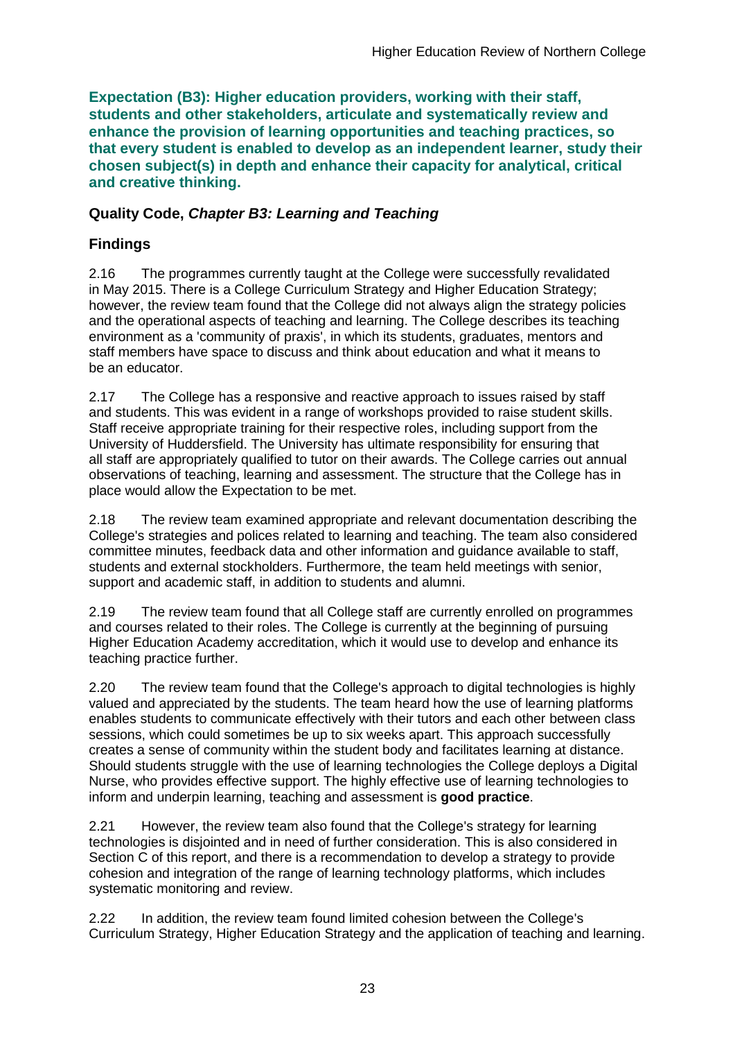**Expectation (B3): Higher education providers, working with their staff, students and other stakeholders, articulate and systematically review and enhance the provision of learning opportunities and teaching practices, so that every student is enabled to develop as an independent learner, study their chosen subject(s) in depth and enhance their capacity for analytical, critical and creative thinking.**

### Quality Code, *Chapter B3: Learning and Teaching*

### Findings

2.16 The programmes currently taught at the College were successfully revalidated in May 2015. There is a College Curriculum Strategy and Higher Education Strategy; however, the review team found that the College did not always align the strategy policies and the operational aspects of teaching and learning. The College describes its teaching environment as a 'community of praxis', in which its students, graduates, mentors and staff members have space to discuss and think about education and what it means to be an educator.

2.17 The College has a responsive and reactive approach to issues raised by staff and students. This was evident in a range of workshops provided to raise student skills. Staff receive appropriate training for their respective roles, including support from the University of Huddersfield. The University has ultimate responsibility for ensuring that all staff are appropriately qualified to tutor on their awards. The College carries out annual observations of teaching, learning and assessment. The structure that the College has in place would allow the Expectation to be met.

2.18 The review team examined appropriate and relevant documentation describing the College's strategies and polices related to learning and teaching. The team also considered committee minutes, feedback data and other information and guidance available to staff, students and external stockholders. Furthermore, the team held meetings with senior, support and academic staff, in addition to students and alumni.

2.19 The review team found that all College staff are currently enrolled on programmes and courses related to their roles. The College is currently at the beginning of pursuing Higher Education Academy accreditation, which it would use to develop and enhance its teaching practice further.

2.20 The review team found that the College's approach to digital technologies is highly valued and appreciated by the students. The team heard how the use of learning platforms enables students to communicate effectively with their tutors and each other between class sessions, which could sometimes be up to six weeks apart. This approach successfully creates a sense of community within the student body and facilitates learning at distance. Should students struggle with the use of learning technologies the College deploys a Digital Nurse, who provides effective support. The highly effective use of learning technologies to inform and underpin learning, teaching and assessment is **good practice**.

2.21 However, the review team also found that the College's strategy for learning technologies is disjointed and in need of further consideration. This is also considered in Section C of this report, and there is a recommendation to develop a strategy to provide cohesion and integration of the range of learning technology platforms, which includes systematic monitoring and review.

2.22 In addition, the review team found limited cohesion between the College's Curriculum Strategy, Higher Education Strategy and the application of teaching and learning.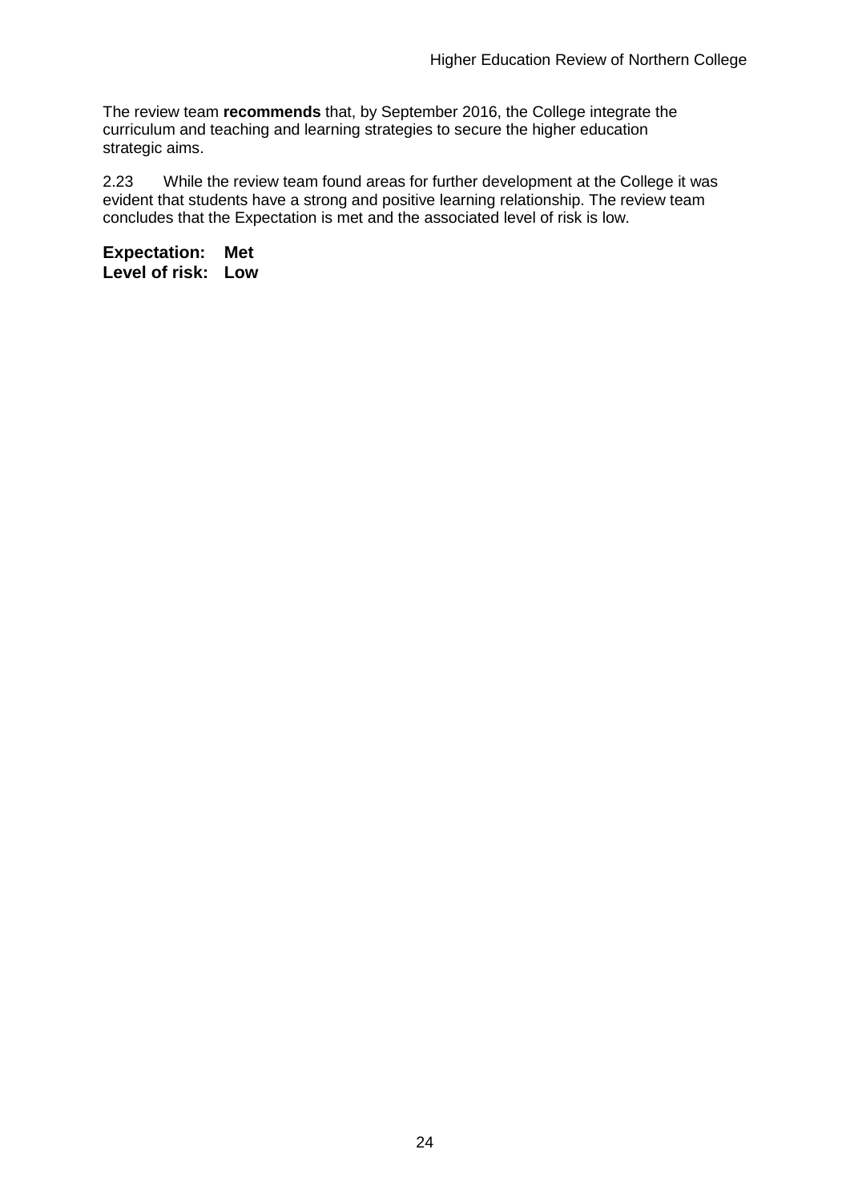The review team **recommends** that, by September 2016, the College integrate the curriculum and teaching and learning strategies to secure the higher education strategic aims.

2.23 While the review team found areas for further development at the College it was evident that students have a strong and positive learning relationship. The review team concludes that the Expectation is met and the associated level of risk is low.

**Expectation: Met**
**Level of risk: Low**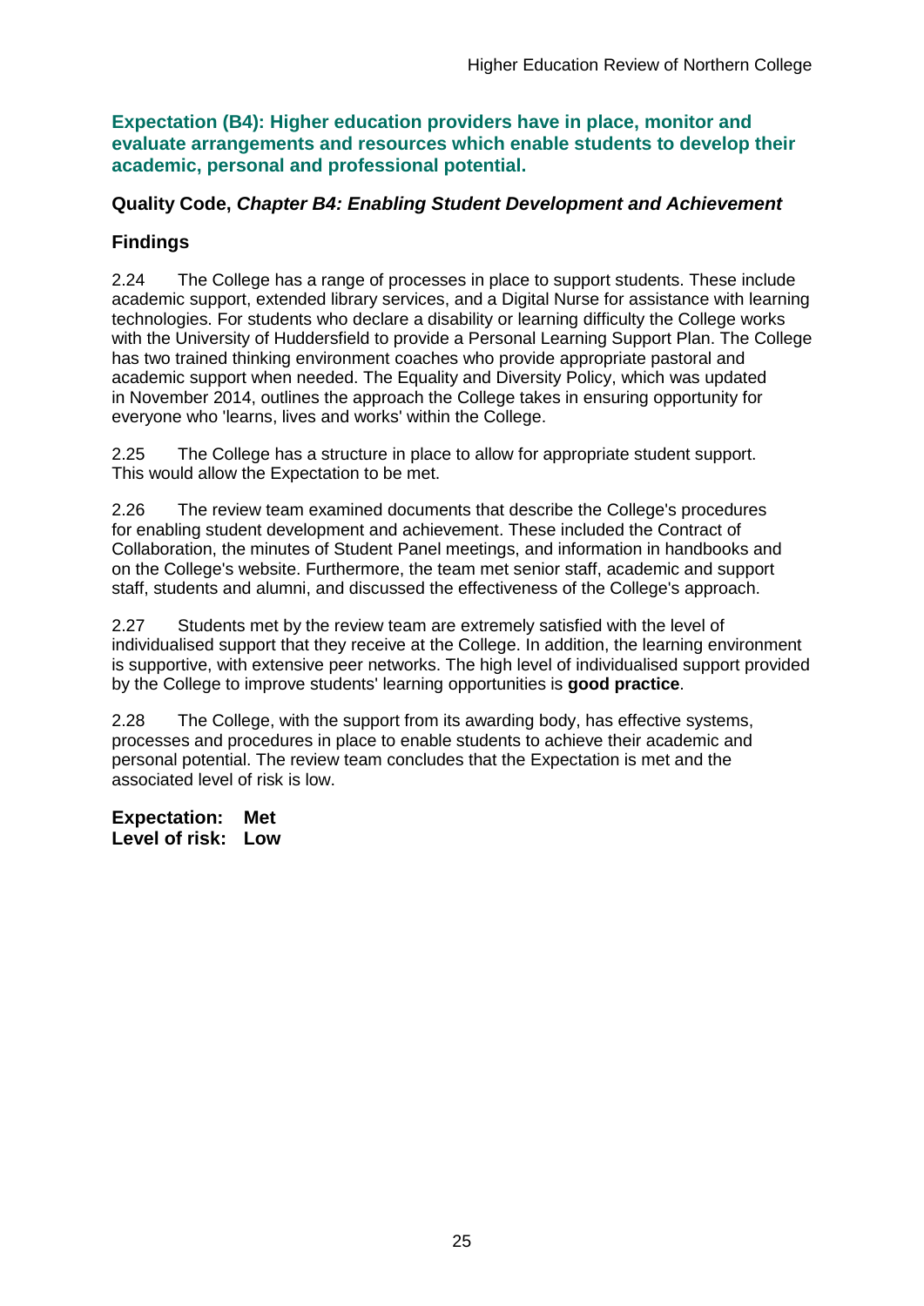### Expectation (B4): Higher education providers have in place, monitor and evaluate arrangements and resources which enable students to develop their academic, personal and professional potential.

### Quality Code, *Chapter B4: Enabling Student Development and Achievement*

### Findings

2.24 The College has a range of processes in place to support students. These include academic support, extended library services, and a Digital Nurse for assistance with learning technologies. For students who declare a disability or learning difficulty the College works with the University of Huddersfield to provide a Personal Learning Support Plan. The College has two trained thinking environment coaches who provide appropriate pastoral and academic support when needed. The Equality and Diversity Policy, which was updated in November 2014, outlines the approach the College takes in ensuring opportunity for everyone who 'learns, lives and works' within the College.

2.25 The College has a structure in place to allow for appropriate student support. This would allow the Expectation to be met.

2.26 The review team examined documents that describe the College's procedures for enabling student development and achievement. These included the Contract of Collaboration, the minutes of Student Panel meetings, and information in handbooks and on the College's website. Furthermore, the team met senior staff, academic and support staff, students and alumni, and discussed the effectiveness of the College's approach.

2.27 Students met by the review team are extremely satisfied with the level of individualised support that they receive at the College. In addition, the learning environment is supportive, with extensive peer networks. The high level of individualised support provided by the College to improve students' learning opportunities is **good practice**.

2.28 The College, with the support from its awarding body, has effective systems, processes and procedures in place to enable students to achieve their academic and personal potential. The review team concludes that the Expectation is met and the associated level of risk is low.

**Expectation: Met**
**Level of risk: Low**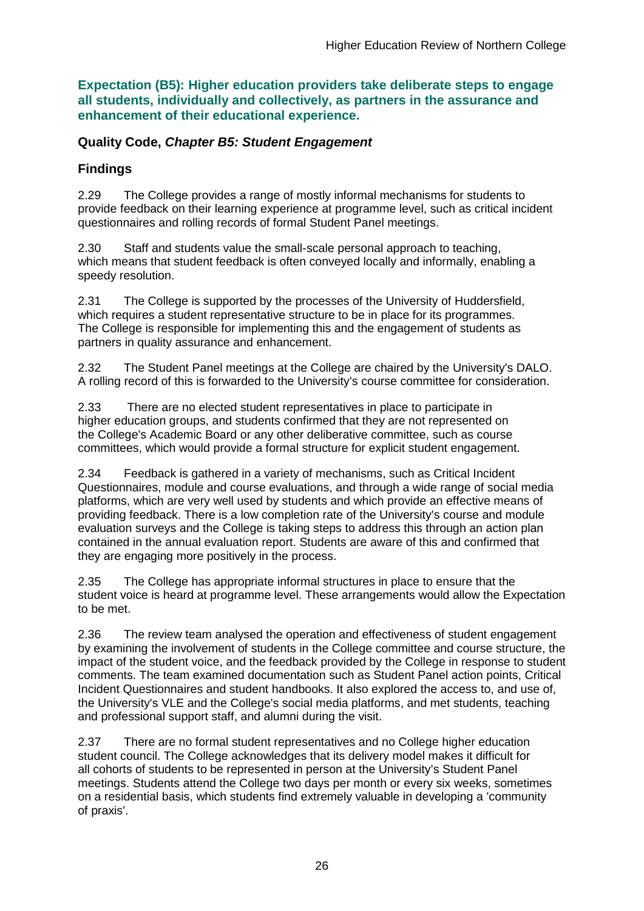**Expectation (B5): Higher education providers take deliberate steps to engage all students, individually and collectively, as partners in the assurance and enhancement of their educational experience.**

### Quality Code, *Chapter B5: Student Engagement*

### Findings

2.29 The College provides a range of mostly informal mechanisms for students to provide feedback on their learning experience at programme level, such as critical incident questionnaires and rolling records of formal Student Panel meetings.

2.30 Staff and students value the small-scale personal approach to teaching, which means that student feedback is often conveyed locally and informally, enabling a speedy resolution.

2.31 The College is supported by the processes of the University of Huddersfield, which requires a student representative structure to be in place for its programmes. The College is responsible for implementing this and the engagement of students as partners in quality assurance and enhancement.

2.32 The Student Panel meetings at the College are chaired by the University's DALO. A rolling record of this is forwarded to the University's course committee for consideration.

2.33 There are no elected student representatives in place to participate in higher education groups, and students confirmed that they are not represented on the College's Academic Board or any other deliberative committee, such as course committees, which would provide a formal structure for explicit student engagement.

2.34 Feedback is gathered in a variety of mechanisms, such as Critical Incident Questionnaires, module and course evaluations, and through a wide range of social media platforms, which are very well used by students and which provide an effective means of providing feedback. There is a low completion rate of the University's course and module evaluation surveys and the College is taking steps to address this through an action plan contained in the annual evaluation report. Students are aware of this and confirmed that they are engaging more positively in the process.

2.35 The College has appropriate informal structures in place to ensure that the student voice is heard at programme level. These arrangements would allow the Expectation to be met.

2.36 The review team analysed the operation and effectiveness of student engagement by examining the involvement of students in the College committee and course structure, the impact of the student voice, and the feedback provided by the College in response to student comments. The team examined documentation such as Student Panel action points, Critical Incident Questionnaires and student handbooks. It also explored the access to, and use of, the University's VLE and the College's social media platforms, and met students, teaching and professional support staff, and alumni during the visit.

2.37 There are no formal student representatives and no College higher education student council. The College acknowledges that its delivery model makes it difficult for all cohorts of students to be represented in person at the University's Student Panel meetings. Students attend the College two days per month or every six weeks, sometimes on a residential basis, which students find extremely valuable in developing a 'community of praxis'.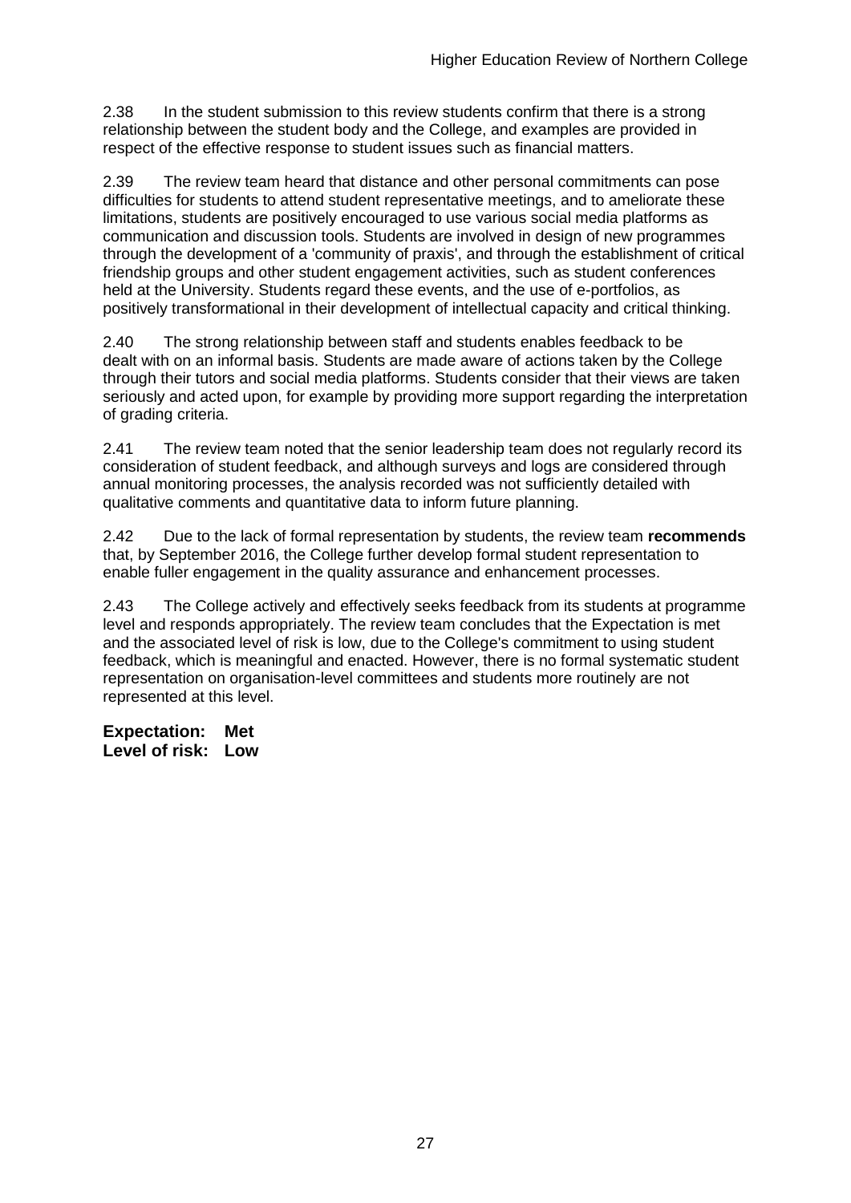2.38 In the student submission to this review students confirm that there is a strong relationship between the student body and the College, and examples are provided in respect of the effective response to student issues such as financial matters.

2.39 The review team heard that distance and other personal commitments can pose difficulties for students to attend student representative meetings, and to ameliorate these limitations, students are positively encouraged to use various social media platforms as communication and discussion tools. Students are involved in design of new programmes through the development of a 'community of praxis', and through the establishment of critical friendship groups and other student engagement activities, such as student conferences held at the University. Students regard these events, and the use of e-portfolios, as positively transformational in their development of intellectual capacity and critical thinking.

2.40 The strong relationship between staff and students enables feedback to be dealt with on an informal basis. Students are made aware of actions taken by the College through their tutors and social media platforms. Students consider that their views are taken seriously and acted upon, for example by providing more support regarding the interpretation of grading criteria.

2.41 The review team noted that the senior leadership team does not regularly record its consideration of student feedback, and although surveys and logs are considered through annual monitoring processes, the analysis recorded was not sufficiently detailed with qualitative comments and quantitative data to inform future planning.

2.42 Due to the lack of formal representation by students, the review team **recommends** that, by September 2016, the College further develop formal student representation to enable fuller engagement in the quality assurance and enhancement processes.

2.43 The College actively and effectively seeks feedback from its students at programme level and responds appropriately. The review team concludes that the Expectation is met and the associated level of risk is low, due to the College's commitment to using student feedback, which is meaningful and enacted. However, there is no formal systematic student representation on organisation-level committees and students more routinely are not represented at this level.

**Expectation: Met**
**Level of risk: Low**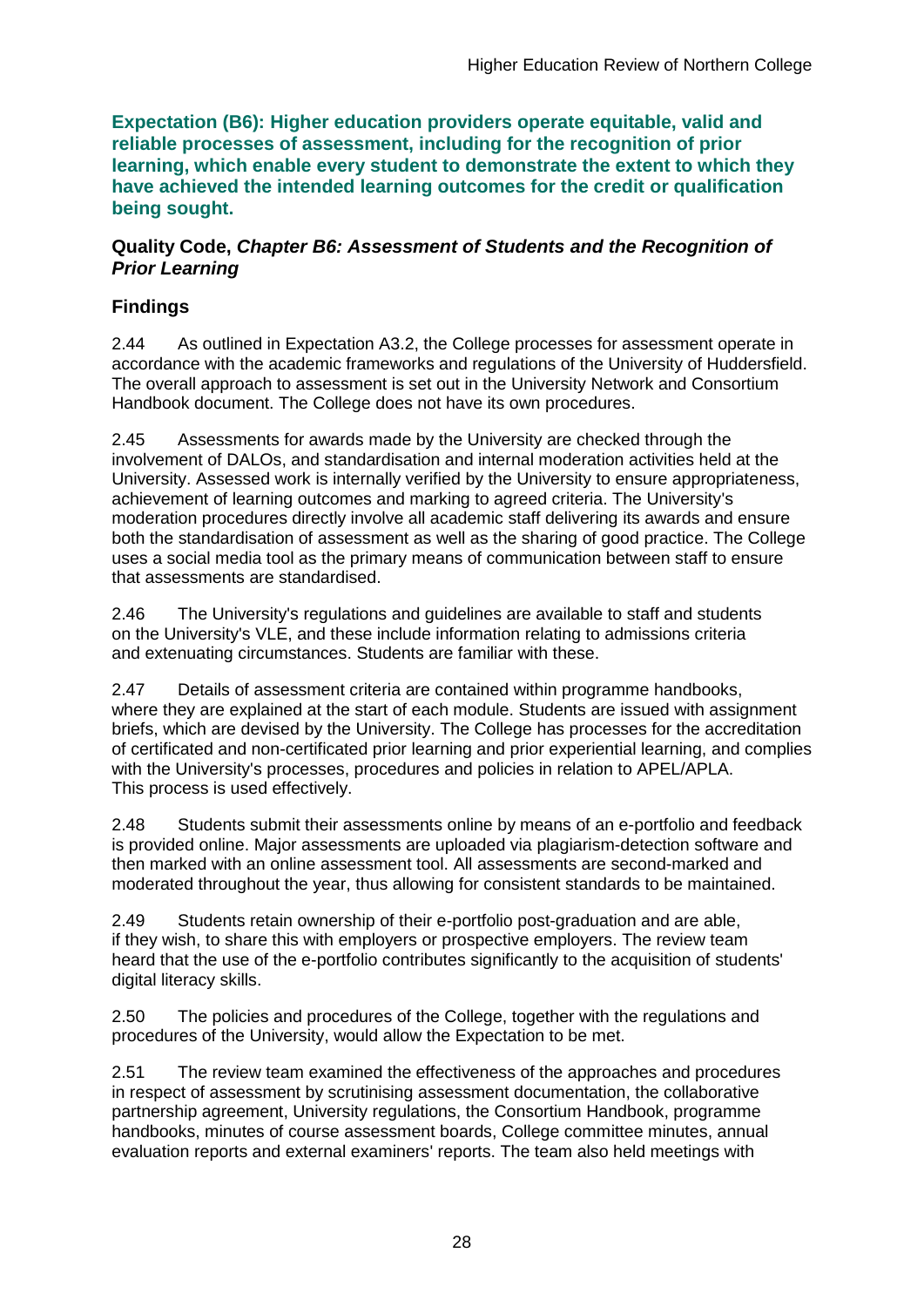**Expectation (B6): Higher education providers operate equitable, valid and reliable processes of assessment, including for the recognition of prior learning, which enable every student to demonstrate the extent to which they have achieved the intended learning outcomes for the credit or qualification being sought.**

**Quality Code, *Chapter B6: Assessment of Students and the Recognition of Prior Learning***

## Findings

2.44 As outlined in Expectation A3.2, the College processes for assessment operate in accordance with the academic frameworks and regulations of the University of Huddersfield. The overall approach to assessment is set out in the University Network and Consortium Handbook document. The College does not have its own procedures.

2.45 Assessments for awards made by the University are checked through the involvement of DALOs, and standardisation and internal moderation activities held at the University. Assessed work is internally verified by the University to ensure appropriateness, achievement of learning outcomes and marking to agreed criteria. The University's moderation procedures directly involve all academic staff delivering its awards and ensure both the standardisation of assessment as well as the sharing of good practice. The College uses a social media tool as the primary means of communication between staff to ensure that assessments are standardised.

2.46 The University's regulations and guidelines are available to staff and students on the University's VLE, and these include information relating to admissions criteria and extenuating circumstances. Students are familiar with these.

2.47 Details of assessment criteria are contained within programme handbooks, where they are explained at the start of each module. Students are issued with assignment briefs, which are devised by the University. The College has processes for the accreditation of certificated and non-certificated prior learning and prior experiential learning, and complies with the University's processes, procedures and policies in relation to APEL/APLA. This process is used effectively.

2.48 Students submit their assessments online by means of an e-portfolio and feedback is provided online. Major assessments are uploaded via plagiarism-detection software and then marked with an online assessment tool. All assessments are second-marked and moderated throughout the year, thus allowing for consistent standards to be maintained.

2.49 Students retain ownership of their e-portfolio post-graduation and are able, if they wish, to share this with employers or prospective employers. The review team heard that the use of the e-portfolio contributes significantly to the acquisition of students' digital literacy skills.

2.50 The policies and procedures of the College, together with the regulations and procedures of the University, would allow the Expectation to be met.

2.51 The review team examined the effectiveness of the approaches and procedures in respect of assessment by scrutinising assessment documentation, the collaborative partnership agreement, University regulations, the Consortium Handbook, programme handbooks, minutes of course assessment boards, College committee minutes, annual evaluation reports and external examiners' reports. The team also held meetings with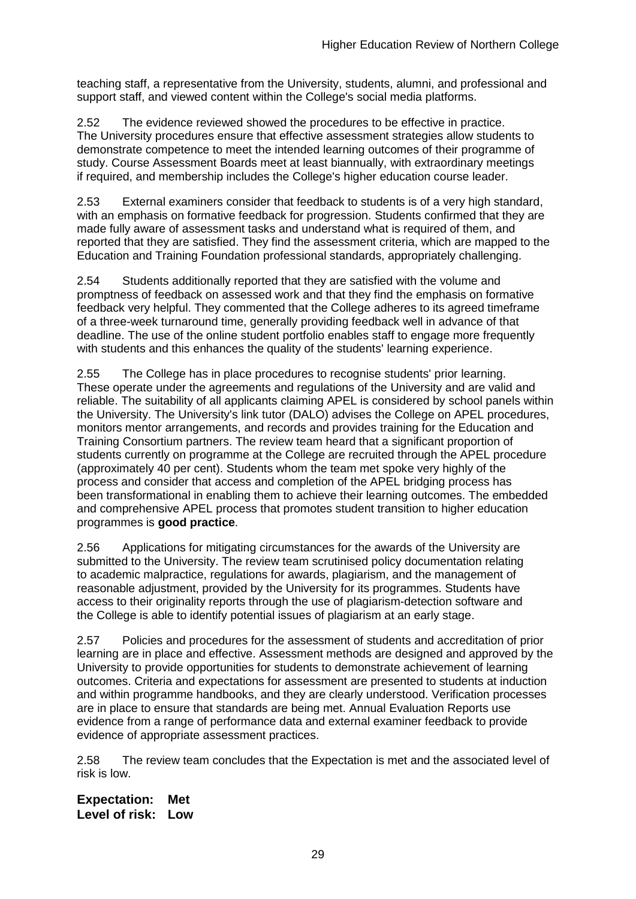teaching staff, a representative from the University, students, alumni, and professional and support staff, and viewed content within the College's social media platforms.

2.52 The evidence reviewed showed the procedures to be effective in practice. The University procedures ensure that effective assessment strategies allow students to demonstrate competence to meet the intended learning outcomes of their programme of study. Course Assessment Boards meet at least biannually, with extraordinary meetings if required, and membership includes the College's higher education course leader.

2.53 External examiners consider that feedback to students is of a very high standard, with an emphasis on formative feedback for progression. Students confirmed that they are made fully aware of assessment tasks and understand what is required of them, and reported that they are satisfied. They find the assessment criteria, which are mapped to the Education and Training Foundation professional standards, appropriately challenging.

2.54 Students additionally reported that they are satisfied with the volume and promptness of feedback on assessed work and that they find the emphasis on formative feedback very helpful. They commented that the College adheres to its agreed timeframe of a three-week turnaround time, generally providing feedback well in advance of that deadline. The use of the online student portfolio enables staff to engage more frequently with students and this enhances the quality of the students' learning experience.

2.55 The College has in place procedures to recognise students' prior learning. These operate under the agreements and regulations of the University and are valid and reliable. The suitability of all applicants claiming APEL is considered by school panels within the University. The University's link tutor (DALO) advises the College on APEL procedures, monitors mentor arrangements, and records and provides training for the Education and Training Consortium partners. The review team heard that a significant proportion of students currently on programme at the College are recruited through the APEL procedure (approximately 40 per cent). Students whom the team met spoke very highly of the process and consider that access and completion of the APEL bridging process has been transformational in enabling them to achieve their learning outcomes. The embedded and comprehensive APEL process that promotes student transition to higher education programmes is **good practice**.

2.56 Applications for mitigating circumstances for the awards of the University are submitted to the University. The review team scrutinised policy documentation relating to academic malpractice, regulations for awards, plagiarism, and the management of reasonable adjustment, provided by the University for its programmes. Students have access to their originality reports through the use of plagiarism-detection software and the College is able to identify potential issues of plagiarism at an early stage.

2.57 Policies and procedures for the assessment of students and accreditation of prior learning are in place and effective. Assessment methods are designed and approved by the University to provide opportunities for students to demonstrate achievement of learning outcomes. Criteria and expectations for assessment are presented to students at induction and within programme handbooks, and they are clearly understood. Verification processes are in place to ensure that standards are being met. Annual Evaluation Reports use evidence from a range of performance data and external examiner feedback to provide evidence of appropriate assessment practices.

2.58 The review team concludes that the Expectation is met and the associated level of risk is low.

**Expectation: Met**
**Level of risk: Low**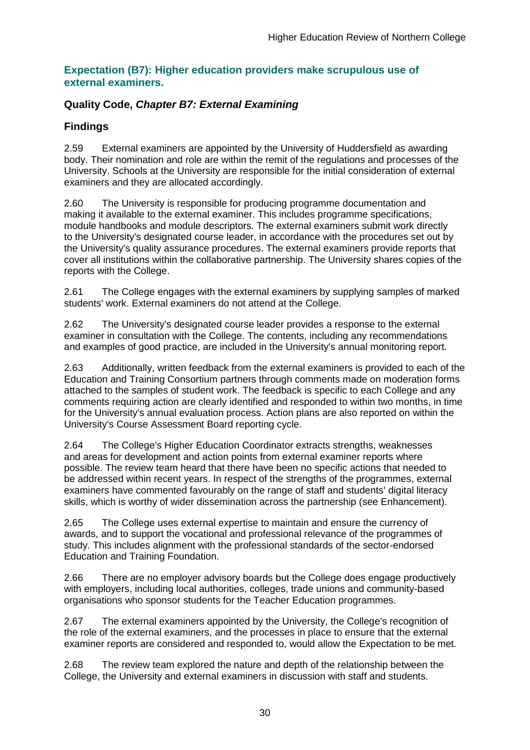## Expectation (B7): Higher education providers make scrupulous use of external examiners.

### Quality Code, *Chapter B7: External Examining*

### Findings

2.59 External examiners are appointed by the University of Huddersfield as awarding body. Their nomination and role are within the remit of the regulations and processes of the University. Schools at the University are responsible for the initial consideration of external examiners and they are allocated accordingly.

2.60 The University is responsible for producing programme documentation and making it available to the external examiner. This includes programme specifications, module handbooks and module descriptors. The external examiners submit work directly to the University's designated course leader, in accordance with the procedures set out by the University's quality assurance procedures. The external examiners provide reports that cover all institutions within the collaborative partnership. The University shares copies of the reports with the College.

2.61 The College engages with the external examiners by supplying samples of marked students' work. External examiners do not attend at the College.

2.62 The University's designated course leader provides a response to the external examiner in consultation with the College. The contents, including any recommendations and examples of good practice, are included in the University's annual monitoring report.

2.63 Additionally, written feedback from the external examiners is provided to each of the Education and Training Consortium partners through comments made on moderation forms attached to the samples of student work. The feedback is specific to each College and any comments requiring action are clearly identified and responded to within two months, in time for the University's annual evaluation process. Action plans are also reported on within the University's Course Assessment Board reporting cycle.

2.64 The College's Higher Education Coordinator extracts strengths, weaknesses and areas for development and action points from external examiner reports where possible. The review team heard that there have been no specific actions that needed to be addressed within recent years. In respect of the strengths of the programmes, external examiners have commented favourably on the range of staff and students' digital literacy skills, which is worthy of wider dissemination across the partnership (see Enhancement).

2.65 The College uses external expertise to maintain and ensure the currency of awards, and to support the vocational and professional relevance of the programmes of study. This includes alignment with the professional standards of the sector-endorsed Education and Training Foundation.

2.66 There are no employer advisory boards but the College does engage productively with employers, including local authorities, colleges, trade unions and community-based organisations who sponsor students for the Teacher Education programmes.

2.67 The external examiners appointed by the University, the College's recognition of the role of the external examiners, and the processes in place to ensure that the external examiner reports are considered and responded to, would allow the Expectation to be met.

2.68 The review team explored the nature and depth of the relationship between the College, the University and external examiners in discussion with staff and students.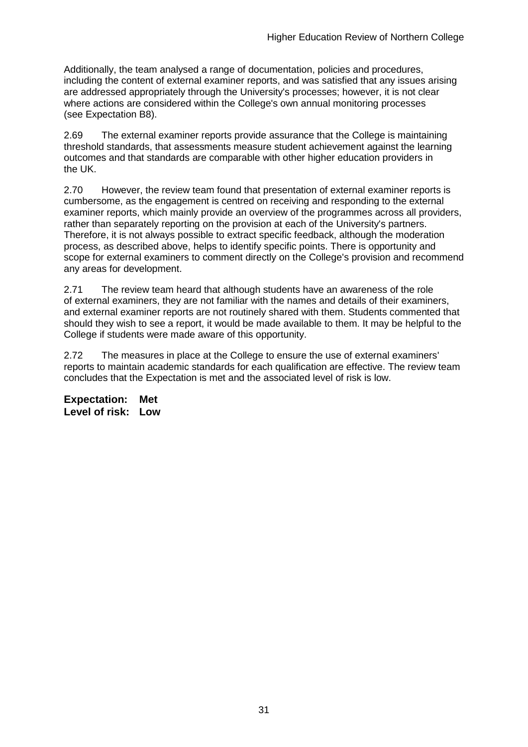Additionally, the team analysed a range of documentation, policies and procedures, including the content of external examiner reports, and was satisfied that any issues arising are addressed appropriately through the University's processes; however, it is not clear where actions are considered within the College's own annual monitoring processes (see Expectation B8).

2.69 The external examiner reports provide assurance that the College is maintaining threshold standards, that assessments measure student achievement against the learning outcomes and that standards are comparable with other higher education providers in the UK.

2.70 However, the review team found that presentation of external examiner reports is cumbersome, as the engagement is centred on receiving and responding to the external examiner reports, which mainly provide an overview of the programmes across all providers, rather than separately reporting on the provision at each of the University's partners. Therefore, it is not always possible to extract specific feedback, although the moderation process, as described above, helps to identify specific points. There is opportunity and scope for external examiners to comment directly on the College's provision and recommend any areas for development.

2.71 The review team heard that although students have an awareness of the role of external examiners, they are not familiar with the names and details of their examiners, and external examiner reports are not routinely shared with them. Students commented that should they wish to see a report, it would be made available to them. It may be helpful to the College if students were made aware of this opportunity.

2.72 The measures in place at the College to ensure the use of external examiners' reports to maintain academic standards for each qualification are effective. The review team concludes that the Expectation is met and the associated level of risk is low.

**Expectation: Met**
**Level of risk: Low**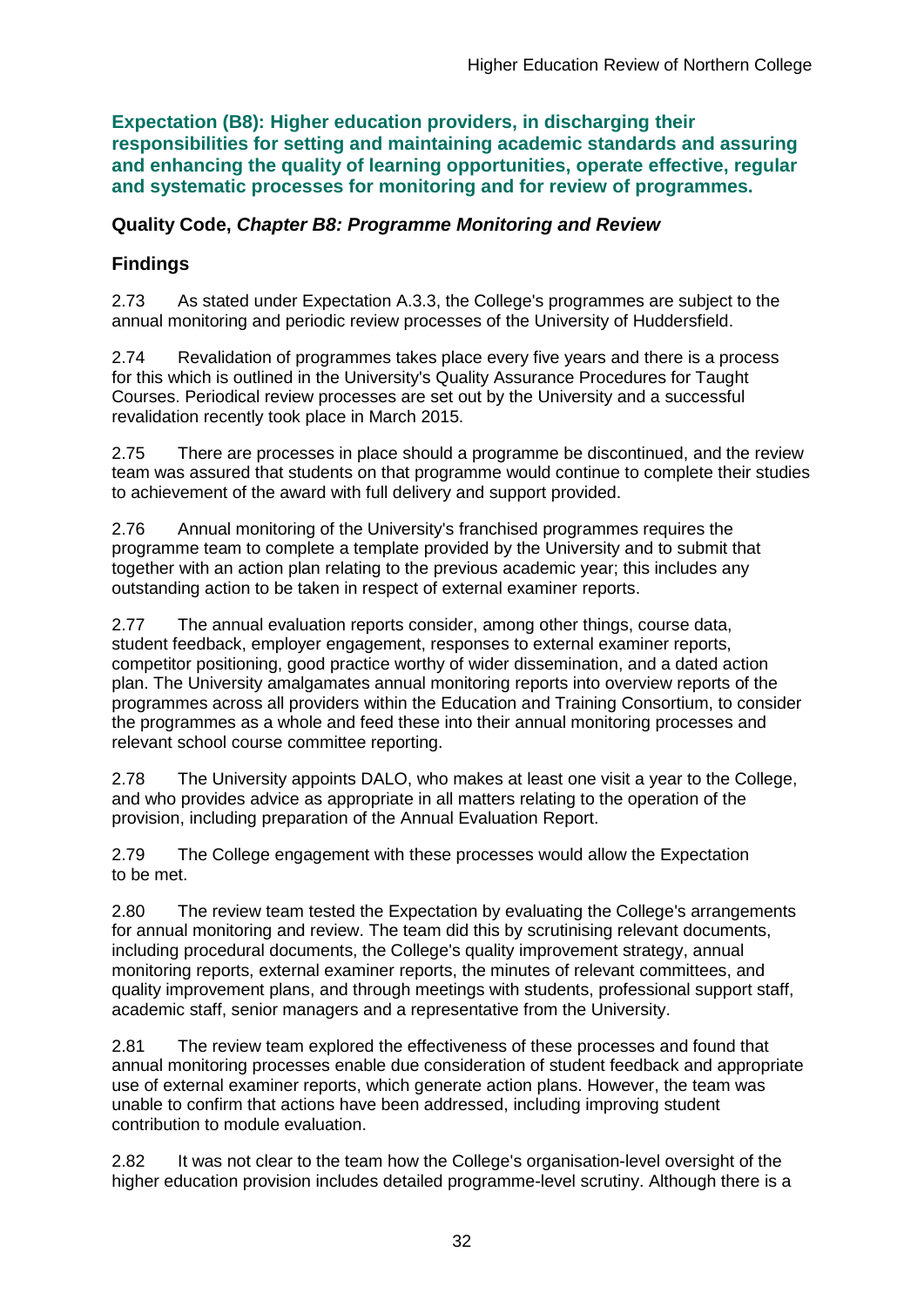**Expectation (B8): Higher education providers, in discharging their responsibilities for setting and maintaining academic standards and assuring and enhancing the quality of learning opportunities, operate effective, regular and systematic processes for monitoring and for review of programmes.**

### Quality Code, *Chapter B8: Programme Monitoring and Review*

### Findings

2.73 As stated under Expectation A.3.3, the College's programmes are subject to the annual monitoring and periodic review processes of the University of Huddersfield.

2.74 Revalidation of programmes takes place every five years and there is a process for this which is outlined in the University's Quality Assurance Procedures for Taught Courses. Periodical review processes are set out by the University and a successful revalidation recently took place in March 2015.

2.75 There are processes in place should a programme be discontinued, and the review team was assured that students on that programme would continue to complete their studies to achievement of the award with full delivery and support provided.

2.76 Annual monitoring of the University's franchised programmes requires the programme team to complete a template provided by the University and to submit that together with an action plan relating to the previous academic year; this includes any outstanding action to be taken in respect of external examiner reports.

2.77 The annual evaluation reports consider, among other things, course data, student feedback, employer engagement, responses to external examiner reports, competitor positioning, good practice worthy of wider dissemination, and a dated action plan. The University amalgamates annual monitoring reports into overview reports of the programmes across all providers within the Education and Training Consortium, to consider the programmes as a whole and feed these into their annual monitoring processes and relevant school course committee reporting.

2.78 The University appoints DALO, who makes at least one visit a year to the College, and who provides advice as appropriate in all matters relating to the operation of the provision, including preparation of the Annual Evaluation Report.

2.79 The College engagement with these processes would allow the Expectation to be met.

2.80 The review team tested the Expectation by evaluating the College's arrangements for annual monitoring and review. The team did this by scrutinising relevant documents, including procedural documents, the College's quality improvement strategy, annual monitoring reports, external examiner reports, the minutes of relevant committees, and quality improvement plans, and through meetings with students, professional support staff, academic staff, senior managers and a representative from the University.

2.81 The review team explored the effectiveness of these processes and found that annual monitoring processes enable due consideration of student feedback and appropriate use of external examiner reports, which generate action plans. However, the team was unable to confirm that actions have been addressed, including improving student contribution to module evaluation.

2.82 It was not clear to the team how the College's organisation-level oversight of the higher education provision includes detailed programme-level scrutiny. Although there is a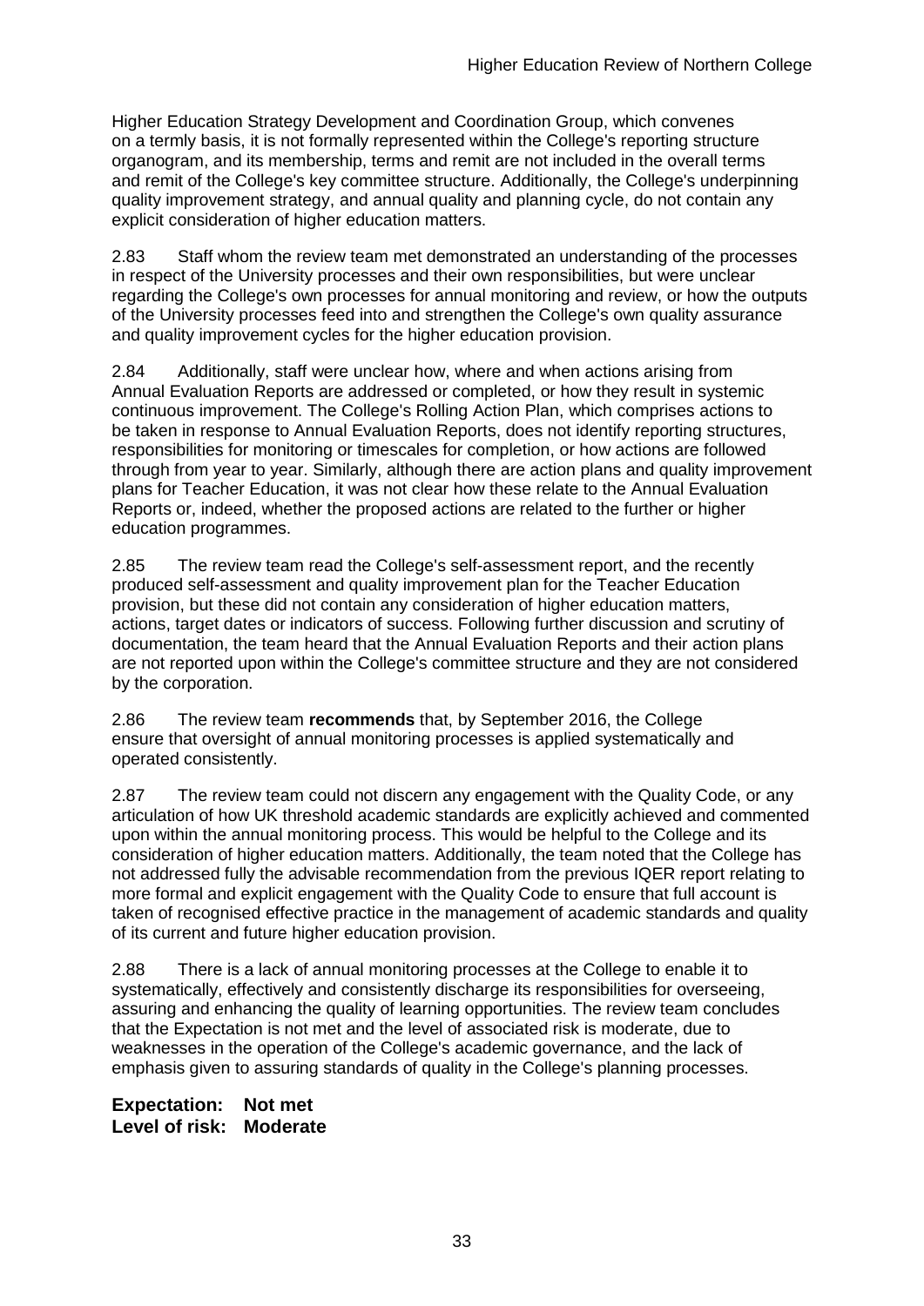Higher Education Strategy Development and Coordination Group, which convenes on a termly basis, it is not formally represented within the College's reporting structure organogram, and its membership, terms and remit are not included in the overall terms and remit of the College's key committee structure. Additionally, the College's underpinning quality improvement strategy, and annual quality and planning cycle, do not contain any explicit consideration of higher education matters.

2.83 Staff whom the review team met demonstrated an understanding of the processes in respect of the University processes and their own responsibilities, but were unclear regarding the College's own processes for annual monitoring and review, or how the outputs of the University processes feed into and strengthen the College's own quality assurance and quality improvement cycles for the higher education provision.

2.84 Additionally, staff were unclear how, where and when actions arising from Annual Evaluation Reports are addressed or completed, or how they result in systemic continuous improvement. The College's Rolling Action Plan, which comprises actions to be taken in response to Annual Evaluation Reports, does not identify reporting structures, responsibilities for monitoring or timescales for completion, or how actions are followed through from year to year. Similarly, although there are action plans and quality improvement plans for Teacher Education, it was not clear how these relate to the Annual Evaluation Reports or, indeed, whether the proposed actions are related to the further or higher education programmes.

2.85 The review team read the College's self-assessment report, and the recently produced self-assessment and quality improvement plan for the Teacher Education provision, but these did not contain any consideration of higher education matters, actions, target dates or indicators of success. Following further discussion and scrutiny of documentation, the team heard that the Annual Evaluation Reports and their action plans are not reported upon within the College's committee structure and they are not considered by the corporation.

2.86 The review team **recommends** that, by September 2016, the College ensure that oversight of annual monitoring processes is applied systematically and operated consistently.

2.87 The review team could not discern any engagement with the Quality Code, or any articulation of how UK threshold academic standards are explicitly achieved and commented upon within the annual monitoring process. This would be helpful to the College and its consideration of higher education matters. Additionally, the team noted that the College has not addressed fully the advisable recommendation from the previous IQER report relating to more formal and explicit engagement with the Quality Code to ensure that full account is taken of recognised effective practice in the management of academic standards and quality of its current and future higher education provision.

2.88 There is a lack of annual monitoring processes at the College to enable it to systematically, effectively and consistently discharge its responsibilities for overseeing, assuring and enhancing the quality of learning opportunities. The review team concludes that the Expectation is not met and the level of associated risk is moderate, due to weaknesses in the operation of the College's academic governance, and the lack of emphasis given to assuring standards of quality in the College's planning processes.

**Expectation: Not met**
**Level of risk: Moderate**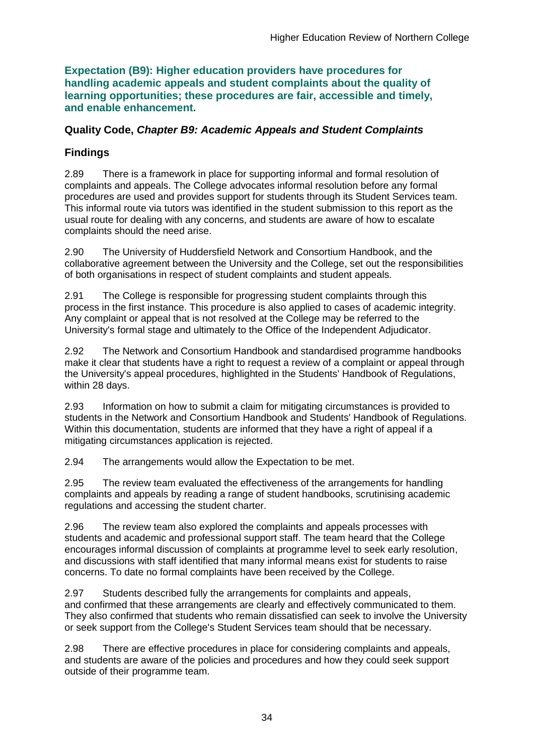**Expectation (B9): Higher education providers have procedures for handling academic appeals and student complaints about the quality of learning opportunities; these procedures are fair, accessible and timely, and enable enhancement.**

### Quality Code, *Chapter B9: Academic Appeals and Student Complaints*

### Findings

2.89 There is a framework in place for supporting informal and formal resolution of complaints and appeals. The College advocates informal resolution before any formal procedures are used and provides support for students through its Student Services team. This informal route via tutors was identified in the student submission to this report as the usual route for dealing with any concerns, and students are aware of how to escalate complaints should the need arise.

2.90 The University of Huddersfield Network and Consortium Handbook, and the collaborative agreement between the University and the College, set out the responsibilities of both organisations in respect of student complaints and student appeals.

2.91 The College is responsible for progressing student complaints through this process in the first instance. This procedure is also applied to cases of academic integrity. Any complaint or appeal that is not resolved at the College may be referred to the University's formal stage and ultimately to the Office of the Independent Adjudicator.

2.92 The Network and Consortium Handbook and standardised programme handbooks make it clear that students have a right to request a review of a complaint or appeal through the University's appeal procedures, highlighted in the Students' Handbook of Regulations, within 28 days.

2.93 Information on how to submit a claim for mitigating circumstances is provided to students in the Network and Consortium Handbook and Students' Handbook of Regulations. Within this documentation, students are informed that they have a right of appeal if a mitigating circumstances application is rejected.

2.94 The arrangements would allow the Expectation to be met.

2.95 The review team evaluated the effectiveness of the arrangements for handling complaints and appeals by reading a range of student handbooks, scrutinising academic regulations and accessing the student charter.

2.96 The review team also explored the complaints and appeals processes with students and academic and professional support staff. The team heard that the College encourages informal discussion of complaints at programme level to seek early resolution, and discussions with staff identified that many informal means exist for students to raise concerns. To date no formal complaints have been received by the College.

2.97 Students described fully the arrangements for complaints and appeals, and confirmed that these arrangements are clearly and effectively communicated to them. They also confirmed that students who remain dissatisfied can seek to involve the University or seek support from the College's Student Services team should that be necessary.

2.98 There are effective procedures in place for considering complaints and appeals, and students are aware of the policies and procedures and how they could seek support outside of their programme team.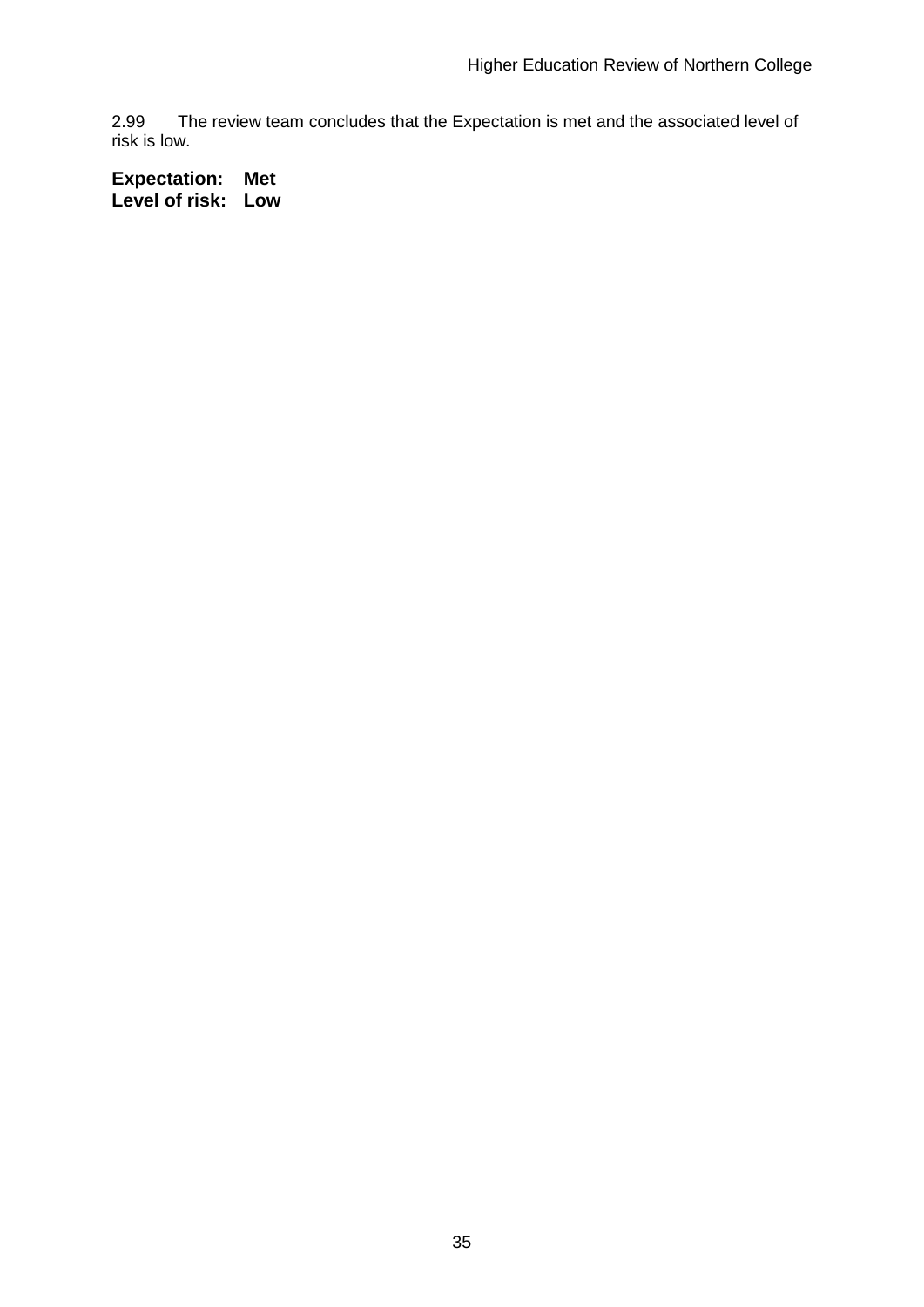2.99 The review team concludes that the Expectation is met and the associated level of risk is low.

**Expectation: Met**
**Level of risk: Low**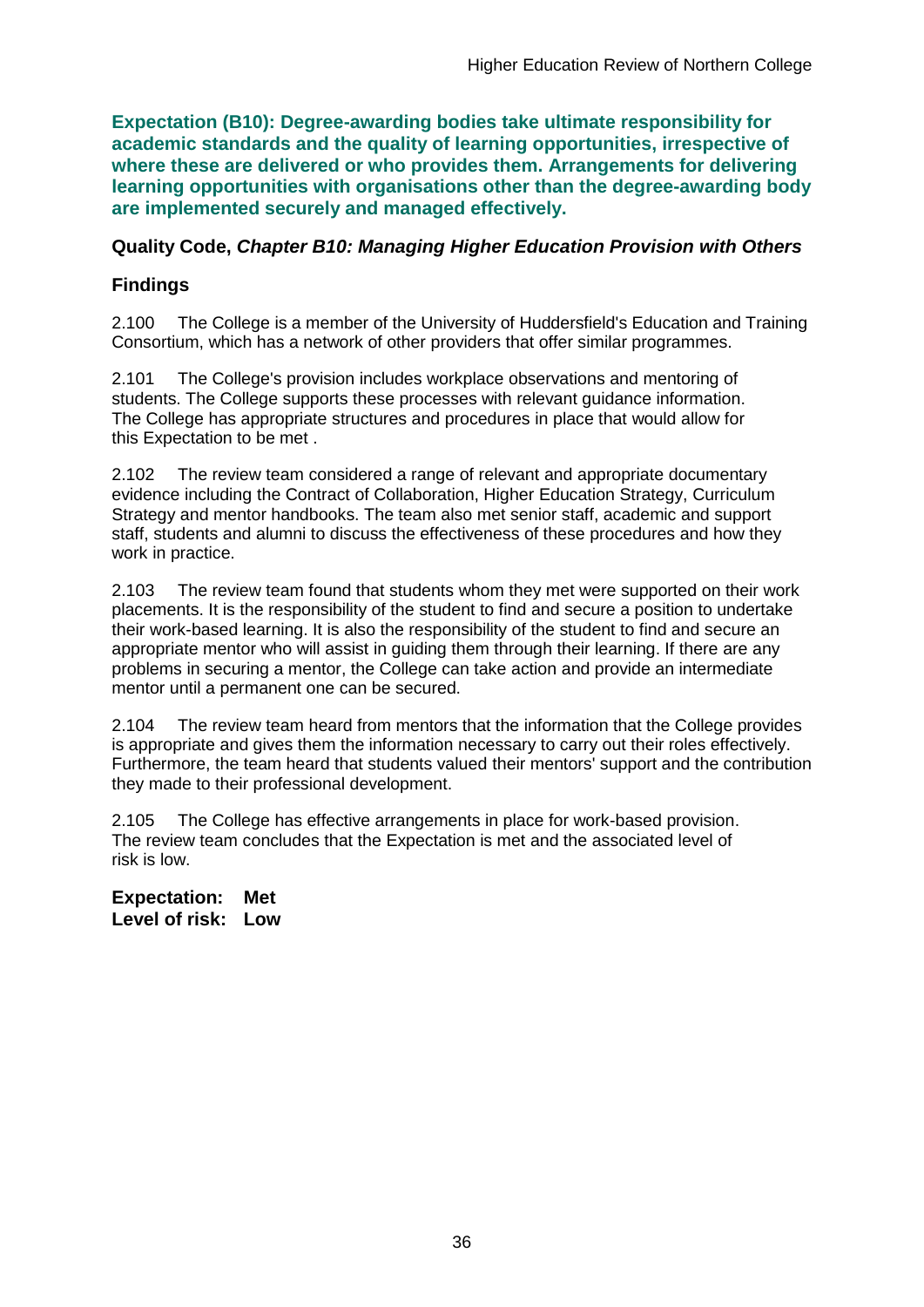**Expectation (B10): Degree-awarding bodies take ultimate responsibility for academic standards and the quality of learning opportunities, irrespective of where these are delivered or who provides them. Arrangements for delivering learning opportunities with organisations other than the degree-awarding body are implemented securely and managed effectively.**

### Quality Code, *Chapter B10: Managing Higher Education Provision with Others*

### Findings

2.100 The College is a member of the University of Huddersfield's Education and Training Consortium, which has a network of other providers that offer similar programmes.

2.101 The College's provision includes workplace observations and mentoring of students. The College supports these processes with relevant guidance information. The College has appropriate structures and procedures in place that would allow for this Expectation to be met .

2.102 The review team considered a range of relevant and appropriate documentary evidence including the Contract of Collaboration, Higher Education Strategy, Curriculum Strategy and mentor handbooks. The team also met senior staff, academic and support staff, students and alumni to discuss the effectiveness of these procedures and how they work in practice.

2.103 The review team found that students whom they met were supported on their work placements. It is the responsibility of the student to find and secure a position to undertake their work-based learning. It is also the responsibility of the student to find and secure an appropriate mentor who will assist in guiding them through their learning. If there are any problems in securing a mentor, the College can take action and provide an intermediate mentor until a permanent one can be secured.

2.104 The review team heard from mentors that the information that the College provides is appropriate and gives them the information necessary to carry out their roles effectively. Furthermore, the team heard that students valued their mentors' support and the contribution they made to their professional development.

2.105 The College has effective arrangements in place for work-based provision. The review team concludes that the Expectation is met and the associated level of risk is low.

**Expectation: Met**
**Level of risk: Low**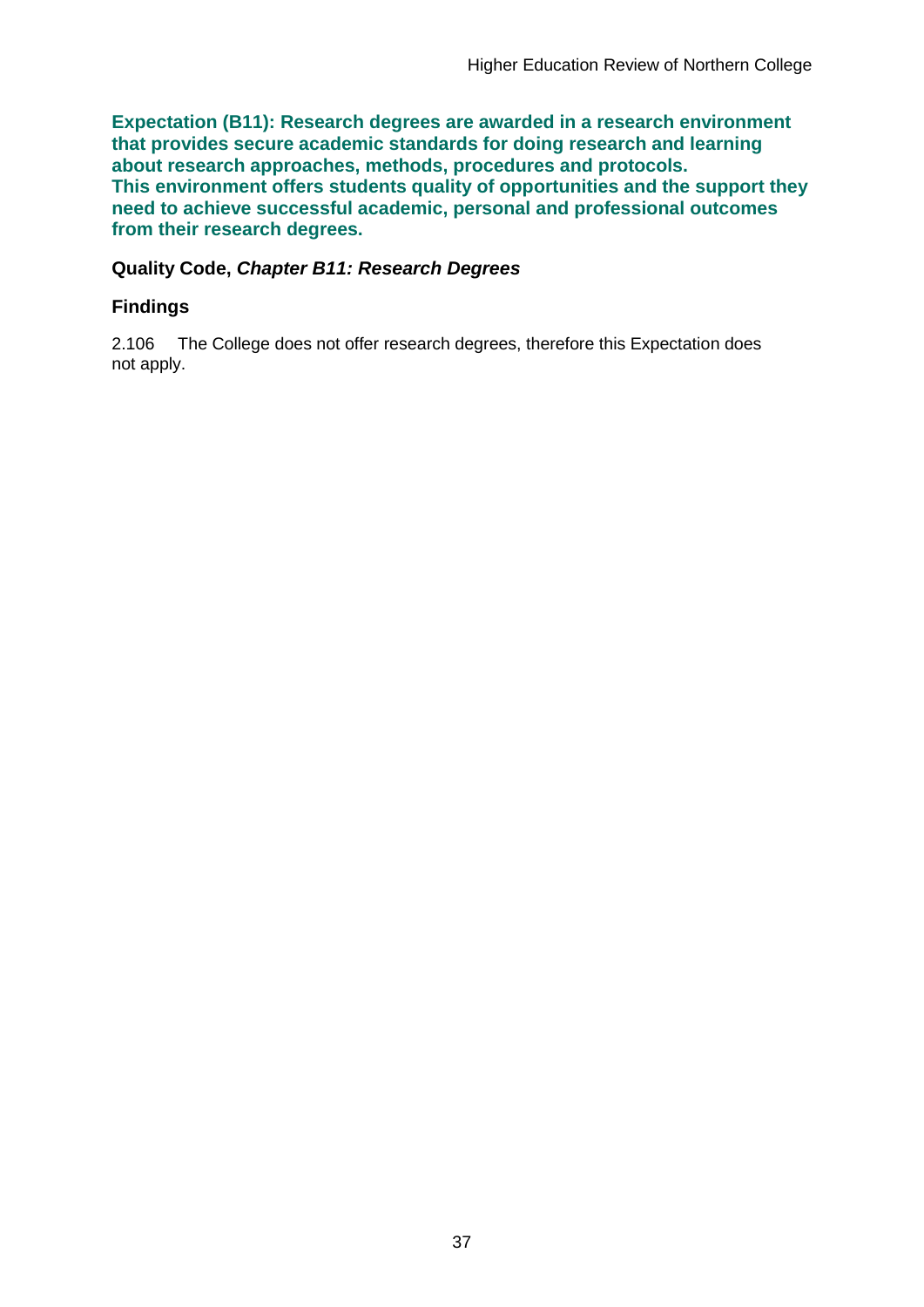**Expectation (B11): Research degrees are awarded in a research environment that provides secure academic standards for doing research and learning about research approaches, methods, procedures and protocols. This environment offers students quality of opportunities and the support they need to achieve successful academic, personal and professional outcomes from their research degrees.**

**Quality Code, *Chapter B11: Research Degrees***

**Findings**

2.106 The College does not offer research degrees, therefore this Expectation does not apply.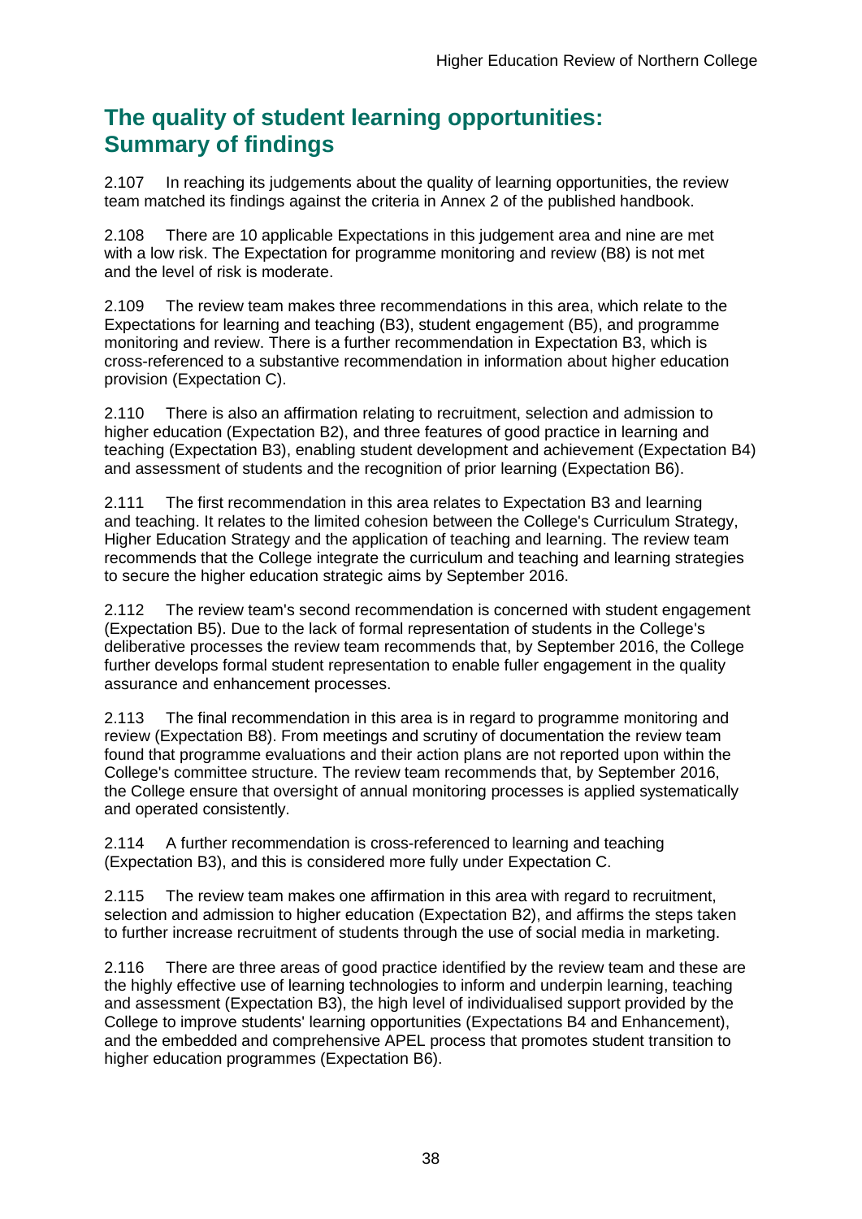## The quality of student learning opportunities: Summary of findings

2.107 In reaching its judgements about the quality of learning opportunities, the review team matched its findings against the criteria in Annex 2 of the published handbook.

2.108 There are 10 applicable Expectations in this judgement area and nine are met with a low risk. The Expectation for programme monitoring and review (B8) is not met and the level of risk is moderate.

2.109 The review team makes three recommendations in this area, which relate to the Expectations for learning and teaching (B3), student engagement (B5), and programme monitoring and review. There is a further recommendation in Expectation B3, which is cross-referenced to a substantive recommendation in information about higher education provision (Expectation C).

2.110 There is also an affirmation relating to recruitment, selection and admission to higher education (Expectation B2), and three features of good practice in learning and teaching (Expectation B3), enabling student development and achievement (Expectation B4) and assessment of students and the recognition of prior learning (Expectation B6).

2.111 The first recommendation in this area relates to Expectation B3 and learning and teaching. It relates to the limited cohesion between the College's Curriculum Strategy, Higher Education Strategy and the application of teaching and learning. The review team recommends that the College integrate the curriculum and teaching and learning strategies to secure the higher education strategic aims by September 2016.

2.112 The review team's second recommendation is concerned with student engagement (Expectation B5). Due to the lack of formal representation of students in the College's deliberative processes the review team recommends that, by September 2016, the College further develops formal student representation to enable fuller engagement in the quality assurance and enhancement processes.

2.113 The final recommendation in this area is in regard to programme monitoring and review (Expectation B8). From meetings and scrutiny of documentation the review team found that programme evaluations and their action plans are not reported upon within the College's committee structure. The review team recommends that, by September 2016, the College ensure that oversight of annual monitoring processes is applied systematically and operated consistently.

2.114 A further recommendation is cross-referenced to learning and teaching (Expectation B3), and this is considered more fully under Expectation C.

2.115 The review team makes one affirmation in this area with regard to recruitment, selection and admission to higher education (Expectation B2), and affirms the steps taken to further increase recruitment of students through the use of social media in marketing.

2.116 There are three areas of good practice identified by the review team and these are the highly effective use of learning technologies to inform and underpin learning, teaching and assessment (Expectation B3), the high level of individualised support provided by the College to improve students' learning opportunities (Expectations B4 and Enhancement), and the embedded and comprehensive APEL process that promotes student transition to higher education programmes (Expectation B6).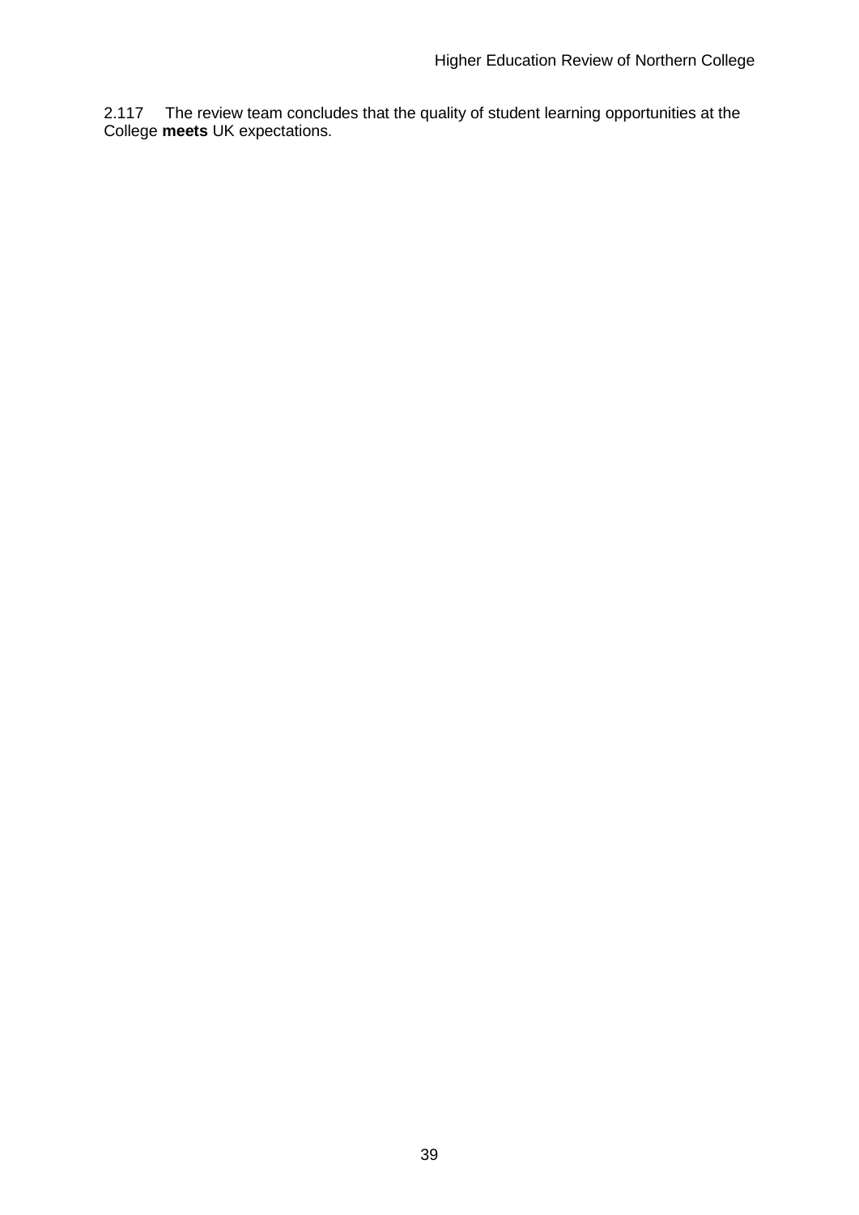2.117 The review team concludes that the quality of student learning opportunities at the College **meets** UK expectations.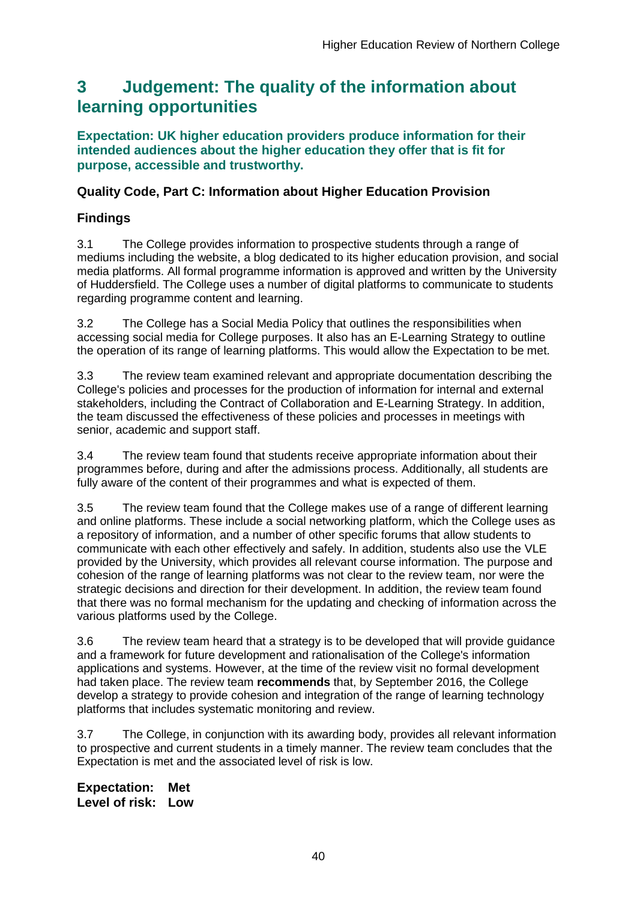# 3 Judgement: The quality of the information about learning opportunities

**Expectation: UK higher education providers produce information for their intended audiences about the higher education they offer that is fit for purpose, accessible and trustworthy.**

### Quality Code, Part C: Information about Higher Education Provision

### Findings

3.1 The College provides information to prospective students through a range of mediums including the website, a blog dedicated to its higher education provision, and social media platforms. All formal programme information is approved and written by the University of Huddersfield. The College uses a number of digital platforms to communicate to students regarding programme content and learning.

3.2 The College has a Social Media Policy that outlines the responsibilities when accessing social media for College purposes. It also has an E-Learning Strategy to outline the operation of its range of learning platforms. This would allow the Expectation to be met.

3.3 The review team examined relevant and appropriate documentation describing the College's policies and processes for the production of information for internal and external stakeholders, including the Contract of Collaboration and E-Learning Strategy. In addition, the team discussed the effectiveness of these policies and processes in meetings with senior, academic and support staff.

3.4 The review team found that students receive appropriate information about their programmes before, during and after the admissions process. Additionally, all students are fully aware of the content of their programmes and what is expected of them.

3.5 The review team found that the College makes use of a range of different learning and online platforms. These include a social networking platform, which the College uses as a repository of information, and a number of other specific forums that allow students to communicate with each other effectively and safely. In addition, students also use the VLE provided by the University, which provides all relevant course information. The purpose and cohesion of the range of learning platforms was not clear to the review team, nor were the strategic decisions and direction for their development. In addition, the review team found that there was no formal mechanism for the updating and checking of information across the various platforms used by the College.

3.6 The review team heard that a strategy is to be developed that will provide guidance and a framework for future development and rationalisation of the College's information applications and systems. However, at the time of the review visit no formal development had taken place. The review team **recommends** that, by September 2016, the College develop a strategy to provide cohesion and integration of the range of learning technology platforms that includes systematic monitoring and review.

3.7 The College, in conjunction with its awarding body, provides all relevant information to prospective and current students in a timely manner. The review team concludes that the Expectation is met and the associated level of risk is low.

**Expectation: Met**
**Level of risk: Low**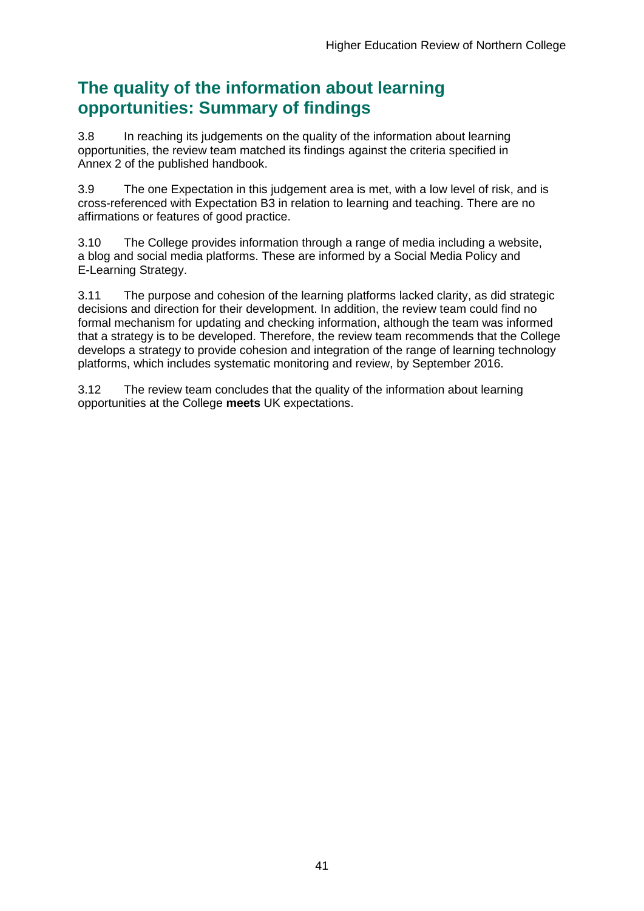## The quality of the information about learning opportunities: Summary of findings

3.8 In reaching its judgements on the quality of the information about learning opportunities, the review team matched its findings against the criteria specified in Annex 2 of the published handbook.

3.9 The one Expectation in this judgement area is met, with a low level of risk, and is cross-referenced with Expectation B3 in relation to learning and teaching. There are no affirmations or features of good practice.

3.10 The College provides information through a range of media including a website, a blog and social media platforms. These are informed by a Social Media Policy and E-Learning Strategy.

3.11 The purpose and cohesion of the learning platforms lacked clarity, as did strategic decisions and direction for their development. In addition, the review team could find no formal mechanism for updating and checking information, although the team was informed that a strategy is to be developed. Therefore, the review team recommends that the College develops a strategy to provide cohesion and integration of the range of learning technology platforms, which includes systematic monitoring and review, by September 2016.

3.12 The review team concludes that the quality of the information about learning opportunities at the College **meets** UK expectations.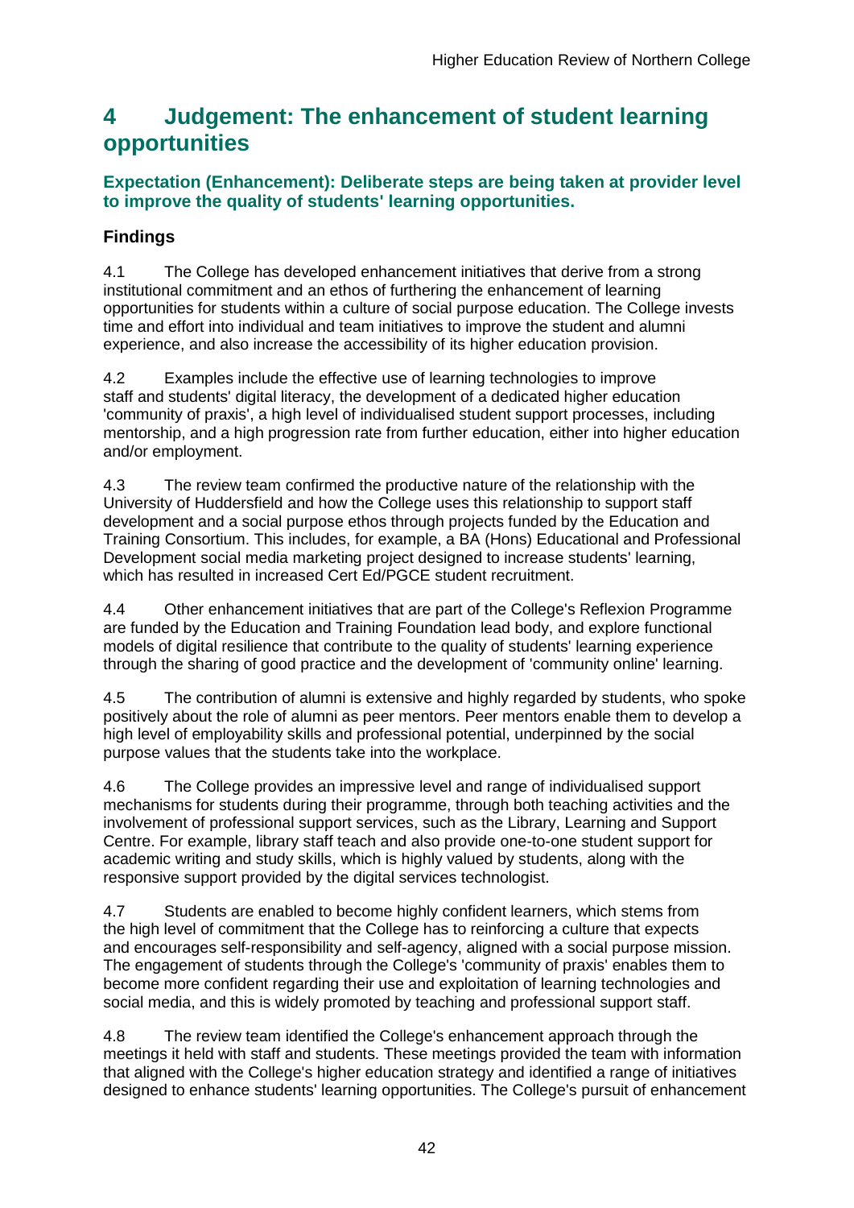# 4 Judgement: The enhancement of student learning opportunities

### Expectation (Enhancement): Deliberate steps are being taken at provider level to improve the quality of students' learning opportunities.

### Findings

4.1 The College has developed enhancement initiatives that derive from a strong institutional commitment and an ethos of furthering the enhancement of learning opportunities for students within a culture of social purpose education. The College invests time and effort into individual and team initiatives to improve the student and alumni experience, and also increase the accessibility of its higher education provision.

4.2 Examples include the effective use of learning technologies to improve staff and students' digital literacy, the development of a dedicated higher education 'community of praxis', a high level of individualised student support processes, including mentorship, and a high progression rate from further education, either into higher education and/or employment.

4.3 The review team confirmed the productive nature of the relationship with the University of Huddersfield and how the College uses this relationship to support staff development and a social purpose ethos through projects funded by the Education and Training Consortium. This includes, for example, a BA (Hons) Educational and Professional Development social media marketing project designed to increase students' learning, which has resulted in increased Cert Ed/PGCE student recruitment.

4.4 Other enhancement initiatives that are part of the College's Reflexion Programme are funded by the Education and Training Foundation lead body, and explore functional models of digital resilience that contribute to the quality of students' learning experience through the sharing of good practice and the development of 'community online' learning.

4.5 The contribution of alumni is extensive and highly regarded by students, who spoke positively about the role of alumni as peer mentors. Peer mentors enable them to develop a high level of employability skills and professional potential, underpinned by the social purpose values that the students take into the workplace.

4.6 The College provides an impressive level and range of individualised support mechanisms for students during their programme, through both teaching activities and the involvement of professional support services, such as the Library, Learning and Support Centre. For example, library staff teach and also provide one-to-one student support for academic writing and study skills, which is highly valued by students, along with the responsive support provided by the digital services technologist.

4.7 Students are enabled to become highly confident learners, which stems from the high level of commitment that the College has to reinforcing a culture that expects and encourages self-responsibility and self-agency, aligned with a social purpose mission. The engagement of students through the College's 'community of praxis' enables them to become more confident regarding their use and exploitation of learning technologies and social media, and this is widely promoted by teaching and professional support staff.

4.8 The review team identified the College's enhancement approach through the meetings it held with staff and students. These meetings provided the team with information that aligned with the College's higher education strategy and identified a range of initiatives designed to enhance students' learning opportunities. The College's pursuit of enhancement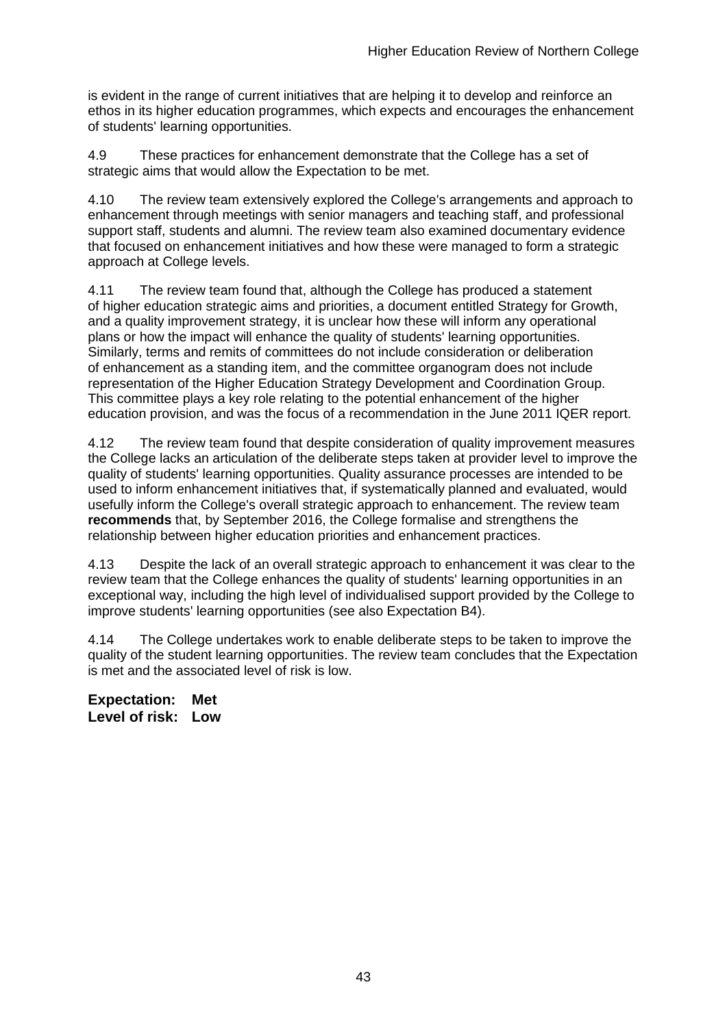is evident in the range of current initiatives that are helping it to develop and reinforce an ethos in its higher education programmes, which expects and encourages the enhancement of students' learning opportunities.

4.9 These practices for enhancement demonstrate that the College has a set of strategic aims that would allow the Expectation to be met.

4.10 The review team extensively explored the College's arrangements and approach to enhancement through meetings with senior managers and teaching staff, and professional support staff, students and alumni. The review team also examined documentary evidence that focused on enhancement initiatives and how these were managed to form a strategic approach at College levels.

4.11 The review team found that, although the College has produced a statement of higher education strategic aims and priorities, a document entitled Strategy for Growth, and a quality improvement strategy, it is unclear how these will inform any operational plans or how the impact will enhance the quality of students' learning opportunities. Similarly, terms and remits of committees do not include consideration or deliberation of enhancement as a standing item, and the committee organogram does not include representation of the Higher Education Strategy Development and Coordination Group. This committee plays a key role relating to the potential enhancement of the higher education provision, and was the focus of a recommendation in the June 2011 IQER report.

4.12 The review team found that despite consideration of quality improvement measures the College lacks an articulation of the deliberate steps taken at provider level to improve the quality of students' learning opportunities. Quality assurance processes are intended to be used to inform enhancement initiatives that, if systematically planned and evaluated, would usefully inform the College's overall strategic approach to enhancement. The review team **recommends** that, by September 2016, the College formalise and strengthens the relationship between higher education priorities and enhancement practices.

4.13 Despite the lack of an overall strategic approach to enhancement it was clear to the review team that the College enhances the quality of students' learning opportunities in an exceptional way, including the high level of individualised support provided by the College to improve students' learning opportunities (see also Expectation B4).

4.14 The College undertakes work to enable deliberate steps to be taken to improve the quality of the student learning opportunities. The review team concludes that the Expectation is met and the associated level of risk is low.

**Expectation: Met**
**Level of risk: Low**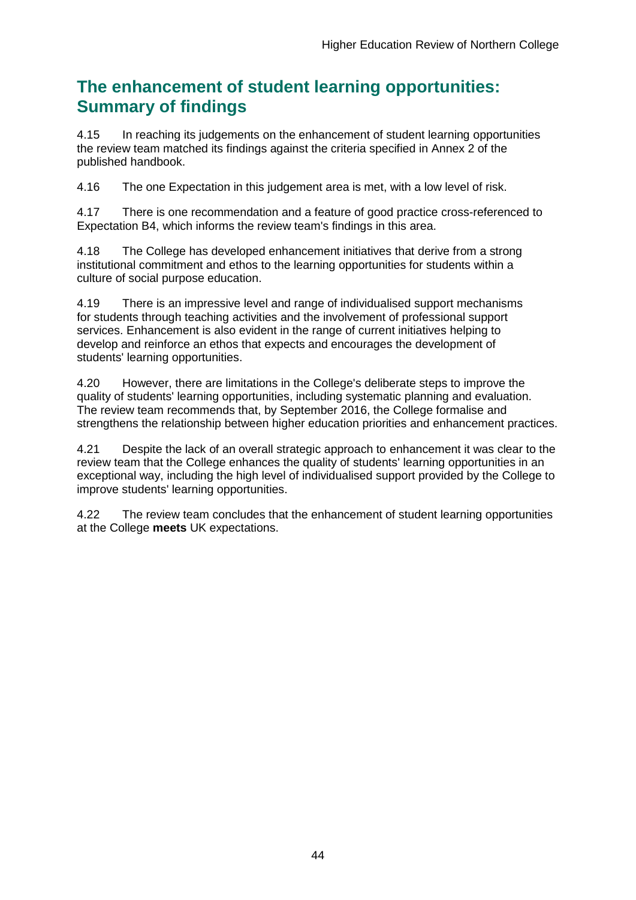## The enhancement of student learning opportunities: Summary of findings

4.15 In reaching its judgements on the enhancement of student learning opportunities the review team matched its findings against the criteria specified in Annex 2 of the published handbook.

4.16 The one Expectation in this judgement area is met, with a low level of risk.

4.17 There is one recommendation and a feature of good practice cross-referenced to Expectation B4, which informs the review team's findings in this area.

4.18 The College has developed enhancement initiatives that derive from a strong institutional commitment and ethos to the learning opportunities for students within a culture of social purpose education.

4.19 There is an impressive level and range of individualised support mechanisms for students through teaching activities and the involvement of professional support services. Enhancement is also evident in the range of current initiatives helping to develop and reinforce an ethos that expects and encourages the development of students' learning opportunities.

4.20 However, there are limitations in the College's deliberate steps to improve the quality of students' learning opportunities, including systematic planning and evaluation. The review team recommends that, by September 2016, the College formalise and strengthens the relationship between higher education priorities and enhancement practices.

4.21 Despite the lack of an overall strategic approach to enhancement it was clear to the review team that the College enhances the quality of students' learning opportunities in an exceptional way, including the high level of individualised support provided by the College to improve students' learning opportunities.

4.22 The review team concludes that the enhancement of student learning opportunities at the College **meets** UK expectations.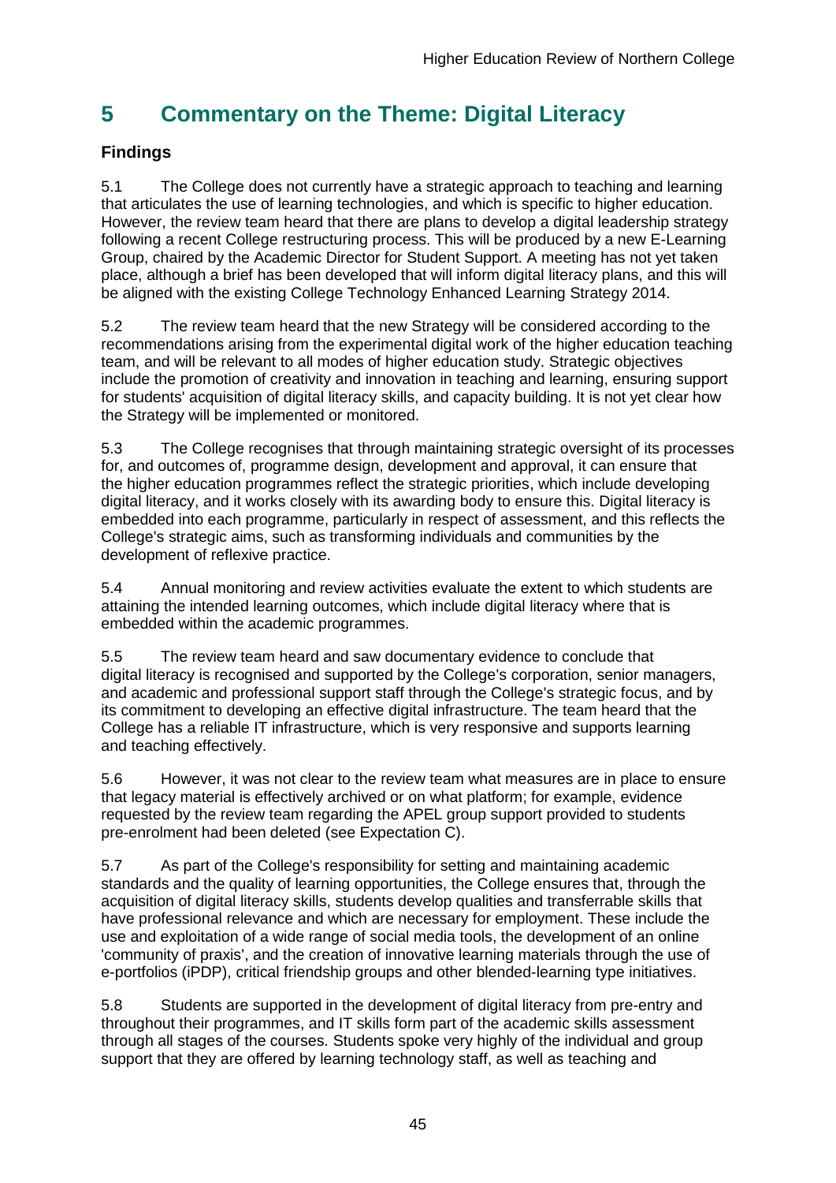# 5 Commentary on the Theme: Digital Literacy

### Findings

5.1 The College does not currently have a strategic approach to teaching and learning that articulates the use of learning technologies, and which is specific to higher education. However, the review team heard that there are plans to develop a digital leadership strategy following a recent College restructuring process. This will be produced by a new E-Learning Group, chaired by the Academic Director for Student Support. A meeting has not yet taken place, although a brief has been developed that will inform digital literacy plans, and this will be aligned with the existing College Technology Enhanced Learning Strategy 2014.

5.2 The review team heard that the new Strategy will be considered according to the recommendations arising from the experimental digital work of the higher education teaching team, and will be relevant to all modes of higher education study. Strategic objectives include the promotion of creativity and innovation in teaching and learning, ensuring support for students' acquisition of digital literacy skills, and capacity building. It is not yet clear how the Strategy will be implemented or monitored.

5.3 The College recognises that through maintaining strategic oversight of its processes for, and outcomes of, programme design, development and approval, it can ensure that the higher education programmes reflect the strategic priorities, which include developing digital literacy, and it works closely with its awarding body to ensure this. Digital literacy is embedded into each programme, particularly in respect of assessment, and this reflects the College's strategic aims, such as transforming individuals and communities by the development of reflexive practice.

5.4 Annual monitoring and review activities evaluate the extent to which students are attaining the intended learning outcomes, which include digital literacy where that is embedded within the academic programmes.

5.5 The review team heard and saw documentary evidence to conclude that digital literacy is recognised and supported by the College's corporation, senior managers, and academic and professional support staff through the College's strategic focus, and by its commitment to developing an effective digital infrastructure. The team heard that the College has a reliable IT infrastructure, which is very responsive and supports learning and teaching effectively.

5.6 However, it was not clear to the review team what measures are in place to ensure that legacy material is effectively archived or on what platform; for example, evidence requested by the review team regarding the APEL group support provided to students pre-enrolment had been deleted (see Expectation C).

5.7 As part of the College's responsibility for setting and maintaining academic standards and the quality of learning opportunities, the College ensures that, through the acquisition of digital literacy skills, students develop qualities and transferrable skills that have professional relevance and which are necessary for employment. These include the use and exploitation of a wide range of social media tools, the development of an online 'community of praxis', and the creation of innovative learning materials through the use of e-portfolios (iPDP), critical friendship groups and other blended-learning type initiatives.

5.8 Students are supported in the development of digital literacy from pre-entry and throughout their programmes, and IT skills form part of the academic skills assessment through all stages of the courses. Students spoke very highly of the individual and group support that they are offered by learning technology staff, as well as teaching and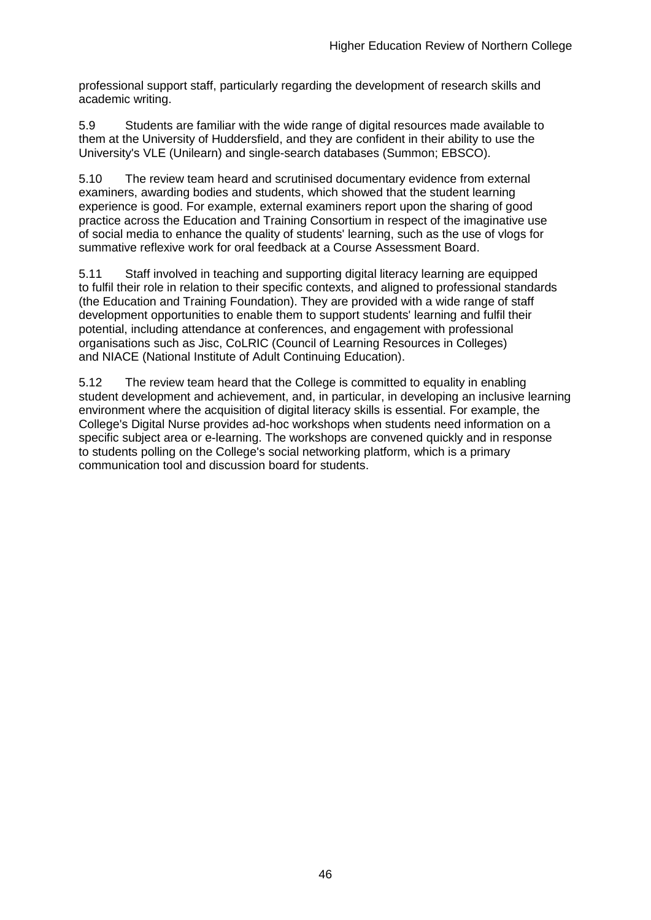professional support staff, particularly regarding the development of research skills and academic writing.

5.9 Students are familiar with the wide range of digital resources made available to them at the University of Huddersfield, and they are confident in their ability to use the University's VLE (Unilearn) and single-search databases (Summon; EBSCO).

5.10 The review team heard and scrutinised documentary evidence from external examiners, awarding bodies and students, which showed that the student learning experience is good. For example, external examiners report upon the sharing of good practice across the Education and Training Consortium in respect of the imaginative use of social media to enhance the quality of students' learning, such as the use of vlogs for summative reflexive work for oral feedback at a Course Assessment Board.

5.11 Staff involved in teaching and supporting digital literacy learning are equipped to fulfil their role in relation to their specific contexts, and aligned to professional standards (the Education and Training Foundation). They are provided with a wide range of staff development opportunities to enable them to support students' learning and fulfil their potential, including attendance at conferences, and engagement with professional organisations such as Jisc, CoLRIC (Council of Learning Resources in Colleges) and NIACE (National Institute of Adult Continuing Education).

5.12 The review team heard that the College is committed to equality in enabling student development and achievement, and, in particular, in developing an inclusive learning environment where the acquisition of digital literacy skills is essential. For example, the College's Digital Nurse provides ad-hoc workshops when students need information on a specific subject area or e-learning. The workshops are convened quickly and in response to students polling on the College's social networking platform, which is a primary communication tool and discussion board for students.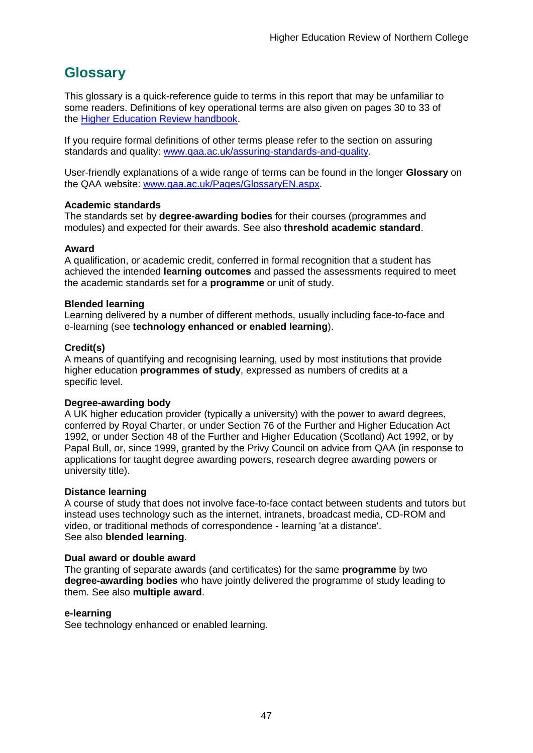# Glossary

This glossary is a quick-reference guide to terms in this report that may be unfamiliar to some readers. Definitions of key operational terms are also given on pages 30 to 33 of the Higher Education Review handbook.

If you require formal definitions of other terms please refer to the section on assuring standards and quality: www.qaa.ac.uk/assuring-standards-and-quality.

User-friendly explanations of a wide range of terms can be found in the longer **Glossary** on the QAA website: www.qaa.ac.uk/Pages/GlossaryEN.aspx.

**Academic standards**
The standards set by **degree-awarding bodies** for their courses (programmes and modules) and expected for their awards. See also **threshold academic standard**.

**Award**
A qualification, or academic credit, conferred in formal recognition that a student has achieved the intended **learning outcomes** and passed the assessments required to meet the academic standards set for a **programme** or unit of study.

**Blended learning**
Learning delivered by a number of different methods, usually including face-to-face and e-learning (see **technology enhanced or enabled learning**).

**Credit(s)**
A means of quantifying and recognising learning, used by most institutions that provide higher education **programmes of study**, expressed as numbers of credits at a specific level.

**Degree-awarding body**
A UK higher education provider (typically a university) with the power to award degrees, conferred by Royal Charter, or under Section 76 of the Further and Higher Education Act 1992, or under Section 48 of the Further and Higher Education (Scotland) Act 1992, or by Papal Bull, or, since 1999, granted by the Privy Council on advice from QAA (in response to applications for taught degree awarding powers, research degree awarding powers or university title).

**Distance learning**
A course of study that does not involve face-to-face contact between students and tutors but instead uses technology such as the internet, intranets, broadcast media, CD-ROM and video, or traditional methods of correspondence - learning 'at a distance'. See also **blended learning**.

**Dual award or double award**
The granting of separate awards (and certificates) for the same **programme** by two **degree-awarding bodies** who have jointly delivered the programme of study leading to them. See also **multiple award**.

**e-learning**
See technology enhanced or enabled learning.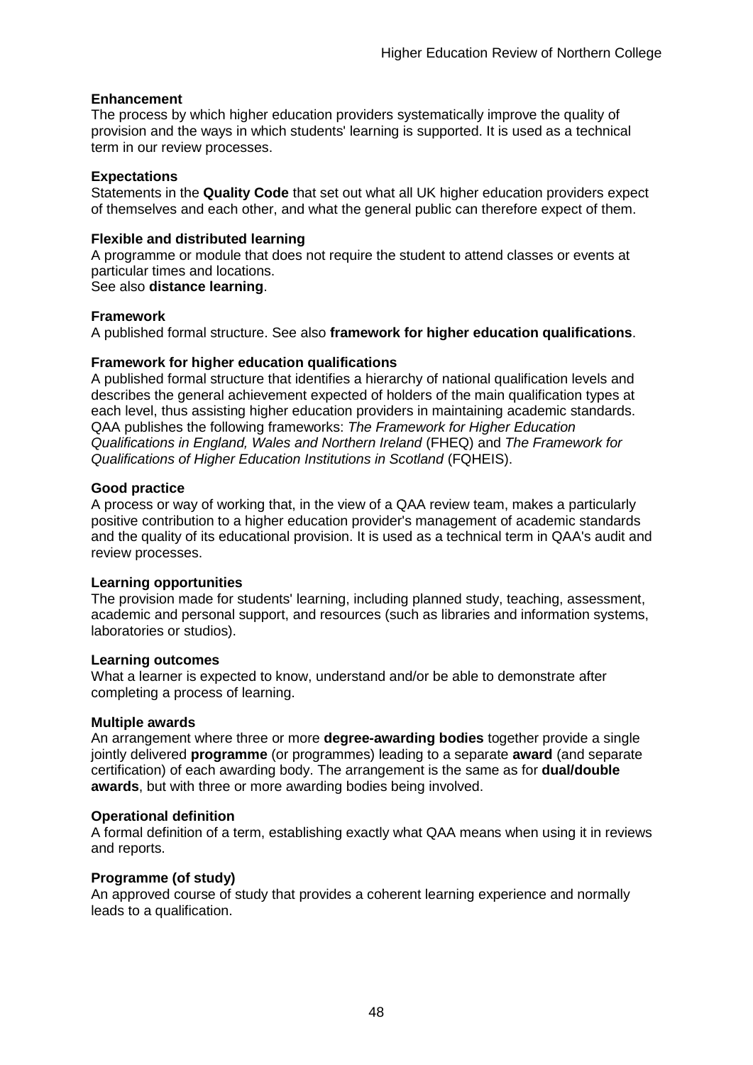**Enhancement**
The process by which higher education providers systematically improve the quality of provision and the ways in which students' learning is supported. It is used as a technical term in our review processes.

**Expectations**
Statements in the **Quality Code** that set out what all UK higher education providers expect of themselves and each other, and what the general public can therefore expect of them.

**Flexible and distributed learning**
A programme or module that does not require the student to attend classes or events at particular times and locations.
See also **distance learning**.

**Framework**
A published formal structure. See also **framework for higher education qualifications**.

**Framework for higher education qualifications**
A published formal structure that identifies a hierarchy of national qualification levels and describes the general achievement expected of holders of the main qualification types at each level, thus assisting higher education providers in maintaining academic standards. QAA publishes the following frameworks: *The Framework for Higher Education Qualifications in England, Wales and Northern Ireland* (FHEQ) and *The Framework for Qualifications of Higher Education Institutions in Scotland* (FQHEIS).

**Good practice**
A process or way of working that, in the view of a QAA review team, makes a particularly positive contribution to a higher education provider's management of academic standards and the quality of its educational provision. It is used as a technical term in QAA's audit and review processes.

**Learning opportunities**
The provision made for students' learning, including planned study, teaching, assessment, academic and personal support, and resources (such as libraries and information systems, laboratories or studios).

**Learning outcomes**
What a learner is expected to know, understand and/or be able to demonstrate after completing a process of learning.

**Multiple awards**
An arrangement where three or more **degree-awarding bodies** together provide a single jointly delivered **programme** (or programmes) leading to a separate **award** (and separate certification) of each awarding body. The arrangement is the same as for **dual/double awards**, but with three or more awarding bodies being involved.

**Operational definition**
A formal definition of a term, establishing exactly what QAA means when using it in reviews and reports.

**Programme (of study)**
An approved course of study that provides a coherent learning experience and normally leads to a qualification.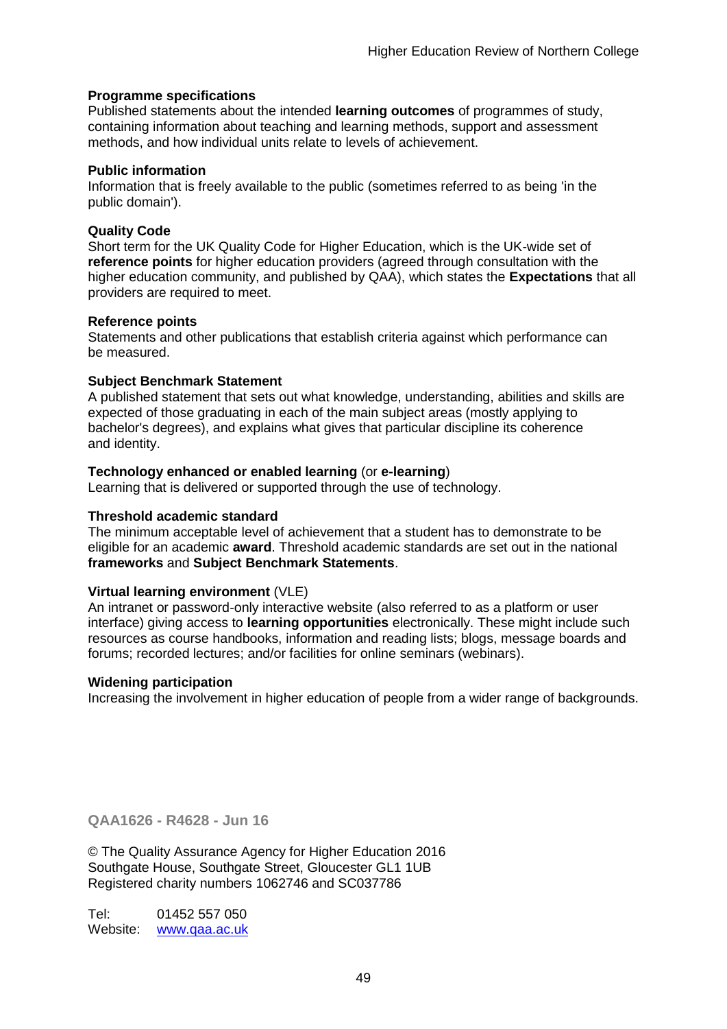**Programme specifications**
Published statements about the intended **learning outcomes** of programmes of study, containing information about teaching and learning methods, support and assessment methods, and how individual units relate to levels of achievement.

**Public information**
Information that is freely available to the public (sometimes referred to as being 'in the public domain').

**Quality Code**
Short term for the UK Quality Code for Higher Education, which is the UK-wide set of **reference points** for higher education providers (agreed through consultation with the higher education community, and published by QAA), which states the **Expectations** that all providers are required to meet.

**Reference points**
Statements and other publications that establish criteria against which performance can be measured.

**Subject Benchmark Statement**
A published statement that sets out what knowledge, understanding, abilities and skills are expected of those graduating in each of the main subject areas (mostly applying to bachelor's degrees), and explains what gives that particular discipline its coherence and identity.

**Technology enhanced or enabled learning** (or **e-learning**)
Learning that is delivered or supported through the use of technology.

**Threshold academic standard**
The minimum acceptable level of achievement that a student has to demonstrate to be eligible for an academic **award**. Threshold academic standards are set out in the national **frameworks** and **Subject Benchmark Statements**.

**Virtual learning environment** (VLE)
An intranet or password-only interactive website (also referred to as a platform or user interface) giving access to **learning opportunities** electronically. These might include such resources as course handbooks, information and reading lists; blogs, message boards and forums; recorded lectures; and/or facilities for online seminars (webinars).

**Widening participation**
Increasing the involvement in higher education of people from a wider range of backgrounds.

**QAA1626 - R4628 - Jun 16**

© The Quality Assurance Agency for Higher Education 2016
Southgate House, Southgate Street, Gloucester GL1 1UB
Registered charity numbers 1062746 and SC037786

Tel: 01452 557 050
Website: www.qaa.ac.uk